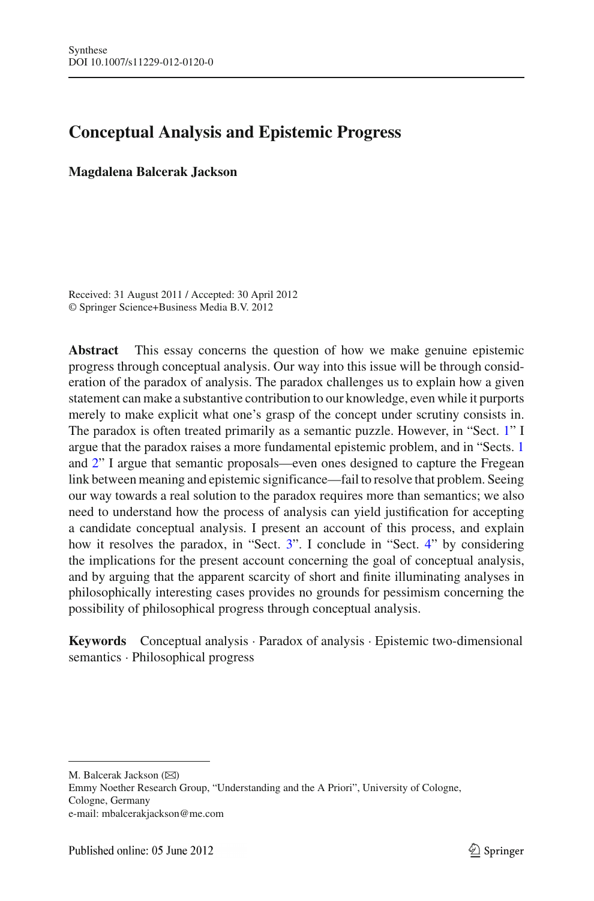# Conceptual Analysis and Epistemic Progress

**Magdalena Balcerak Jackson**

Received: 31 August 2011 / Accepted: 30 April 2012
© Springer Science+Business Media B.V. 2012

**Abstract** This essay concerns the question of how we make genuine epistemic progress through conceptual analysis. Our way into this issue will be through consideration of the paradox of analysis. The paradox challenges us to explain how a given statement can make a substantive contribution to our knowledge, even while it purports merely to make explicit what one's grasp of the concept under scrutiny consists in. The paradox is often treated primarily as a semantic puzzle. However, in "Sect. 1" I argue that the paradox raises a more fundamental epistemic problem, and in "Sects. 1 and 2" I argue that semantic proposals—even ones designed to capture the Fregean link between meaning and epistemic significance—fail to resolve that problem. Seeing our way towards a real solution to the paradox requires more than semantics; we also need to understand how the process of analysis can yield justification for accepting a candidate conceptual analysis. I present an account of this process, and explain how it resolves the paradox, in "Sect. 3". I conclude in "Sect. 4" by considering the implications for the present account concerning the goal of conceptual analysis, and by arguing that the apparent scarcity of short and finite illuminating analyses in philosophically interesting cases provides no grounds for pessimism concerning the possibility of philosophical progress through conceptual analysis.

**Keywords** Conceptual analysis · Paradox of analysis · Epistemic two-dimensional semantics · Philosophical progress

---

M. Balcerak Jackson (✉)
Emmy Noether Research Group, "Understanding and the A Priori", University of Cologne, Cologne, Germany
e-mail: mbalcerakjackson@me.com

Published online: 05 June 2012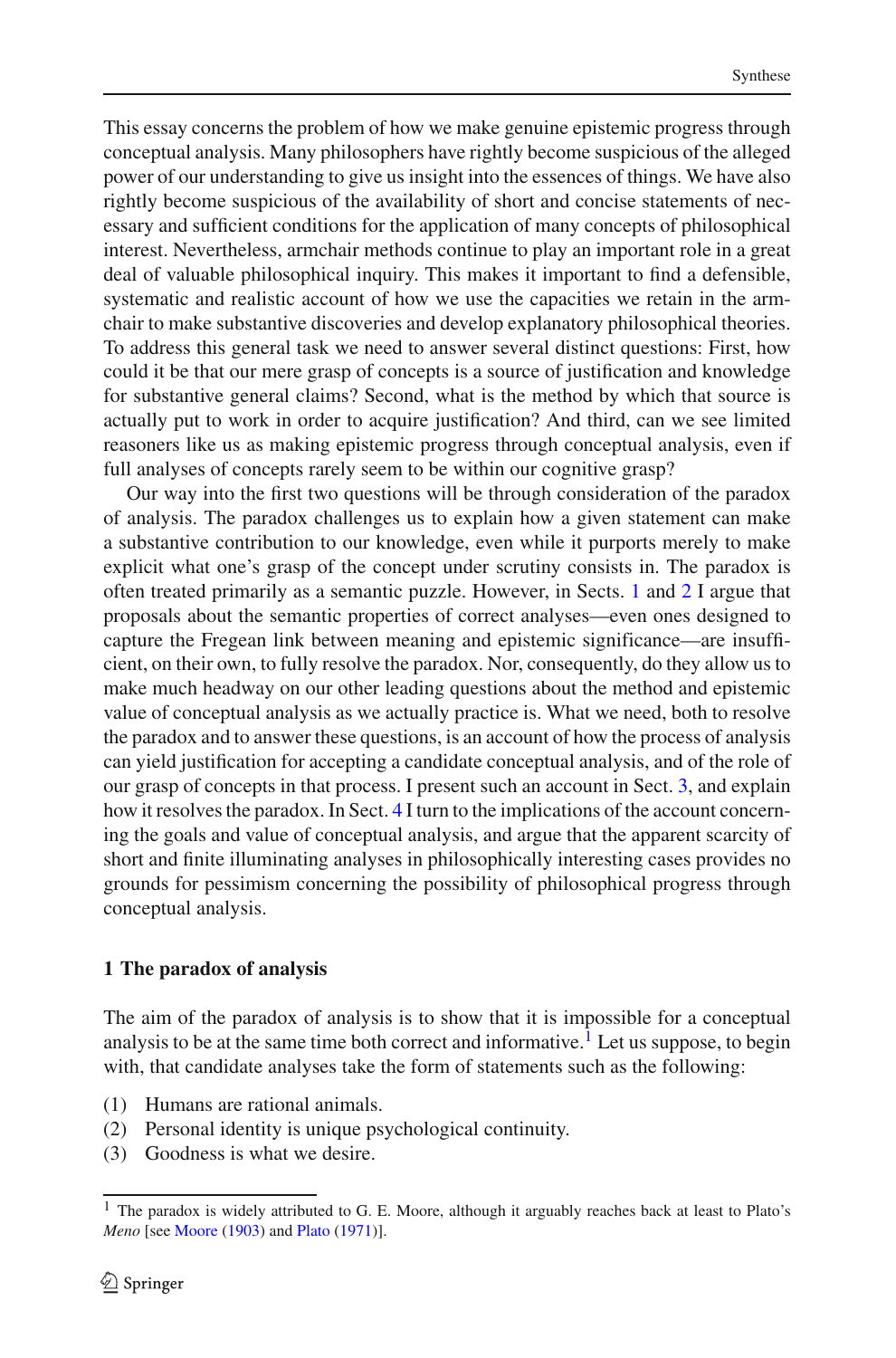This essay concerns the problem of how we make genuine epistemic progress through conceptual analysis. Many philosophers have rightly become suspicious of the alleged power of our understanding to give us insight into the essences of things. We have also rightly become suspicious of the availability of short and concise statements of necessary and sufficient conditions for the application of many concepts of philosophical interest. Nevertheless, armchair methods continue to play an important role in a great deal of valuable philosophical inquiry. This makes it important to find a defensible, systematic and realistic account of how we use the capacities we retain in the armchair to make substantive discoveries and develop explanatory philosophical theories. To address this general task we need to answer several distinct questions: First, how could it be that our mere grasp of concepts is a source of justification and knowledge for substantive general claims? Second, what is the method by which that source is actually put to work in order to acquire justification? And third, can we see limited reasoners like us as making epistemic progress through conceptual analysis, even if full analyses of concepts rarely seem to be within our cognitive grasp?

Our way into the first two questions will be through consideration of the paradox of analysis. The paradox challenges us to explain how a given statement can make a substantive contribution to our knowledge, even while it purports merely to make explicit what one's grasp of the concept under scrutiny consists in. The paradox is often treated primarily as a semantic puzzle. However, in Sects. 1 and 2 I argue that proposals about the semantic properties of correct analyses—even ones designed to capture the Fregean link between meaning and epistemic significance—are insufficient, on their own, to fully resolve the paradox. Nor, consequently, do they allow us to make much headway on our other leading questions about the method and epistemic value of conceptual analysis as we actually practice is. What we need, both to resolve the paradox and to answer these questions, is an account of how the process of analysis can yield justification for accepting a candidate conceptual analysis, and of the role of our grasp of concepts in that process. I present such an account in Sect. 3, and explain how it resolves the paradox. In Sect. 4 I turn to the implications of the account concerning the goals and value of conceptual analysis, and argue that the apparent scarcity of short and finite illuminating analyses in philosophically interesting cases provides no grounds for pessimism concerning the possibility of philosophical progress through conceptual analysis.

## 1 The paradox of analysis

The aim of the paradox of analysis is to show that it is impossible for a conceptual analysis to be at the same time both correct and informative.[1] Let us suppose, to begin with, that candidate analyses take the form of statements such as the following:

(1) Humans are rational animals.
(2) Personal identity is unique psychological continuity.
(3) Goodness is what we desire.

[1] The paradox is widely attributed to G. E. Moore, although it arguably reaches back at least to Plato's *Meno* [see Moore (1903) and Plato (1971)].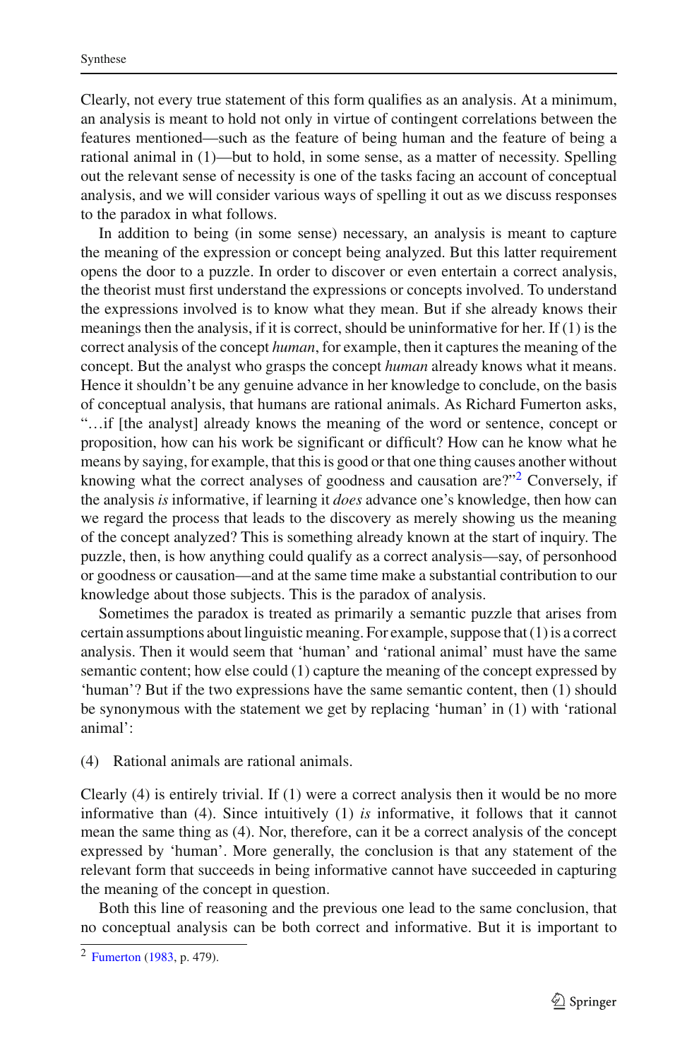Clearly, not every true statement of this form qualifies as an analysis. At a minimum, an analysis is meant to hold not only in virtue of contingent correlations between the features mentioned—such as the feature of being human and the feature of being a rational animal in (1)—but to hold, in some sense, as a matter of necessity. Spelling out the relevant sense of necessity is one of the tasks facing an account of conceptual analysis, and we will consider various ways of spelling it out as we discuss responses to the paradox in what follows.

In addition to being (in some sense) necessary, an analysis is meant to capture the meaning of the expression or concept being analyzed. But this latter requirement opens the door to a puzzle. In order to discover or even entertain a correct analysis, the theorist must first understand the expressions or concepts involved. To understand the expressions involved is to know what they mean. But if she already knows their meanings then the analysis, if it is correct, should be uninformative for her. If (1) is the correct analysis of the concept *human*, for example, then it captures the meaning of the concept. But the analyst who grasps the concept *human* already knows what it means. Hence it shouldn't be any genuine advance in her knowledge to conclude, on the basis of conceptual analysis, that humans are rational animals. As Richard Fumerton asks, "…if [the analyst] already knows the meaning of the word or sentence, concept or proposition, how can his work be significant or difficult? How can he know what he means by saying, for example, that this is good or that one thing causes another without knowing what the correct analyses of goodness and causation are?"[2] Conversely, if the analysis *is* informative, if learning it *does* advance one's knowledge, then how can we regard the process that leads to the discovery as merely showing us the meaning of the concept analyzed? This is something already known at the start of inquiry. The puzzle, then, is how anything could qualify as a correct analysis—say, of personhood or goodness or causation—and at the same time make a substantial contribution to our knowledge about those subjects. This is the paradox of analysis.

Sometimes the paradox is treated as primarily a semantic puzzle that arises from certain assumptions about linguistic meaning. For example, suppose that (1) is a correct analysis. Then it would seem that 'human' and 'rational animal' must have the same semantic content; how else could (1) capture the meaning of the concept expressed by 'human'? But if the two expressions have the same semantic content, then (1) should be synonymous with the statement we get by replacing 'human' in (1) with 'rational animal':

(4) Rational animals are rational animals.

Clearly (4) is entirely trivial. If (1) were a correct analysis then it would be no more informative than (4). Since intuitively (1) *is* informative, it follows that it cannot mean the same thing as (4). Nor, therefore, can it be a correct analysis of the concept expressed by 'human'. More generally, the conclusion is that any statement of the relevant form that succeeds in being informative cannot have succeeded in capturing the meaning of the concept in question.

Both this line of reasoning and the previous one lead to the same conclusion, that no conceptual analysis can be both correct and informative. But it is important to

[2] Fumerton (1983, p. 479).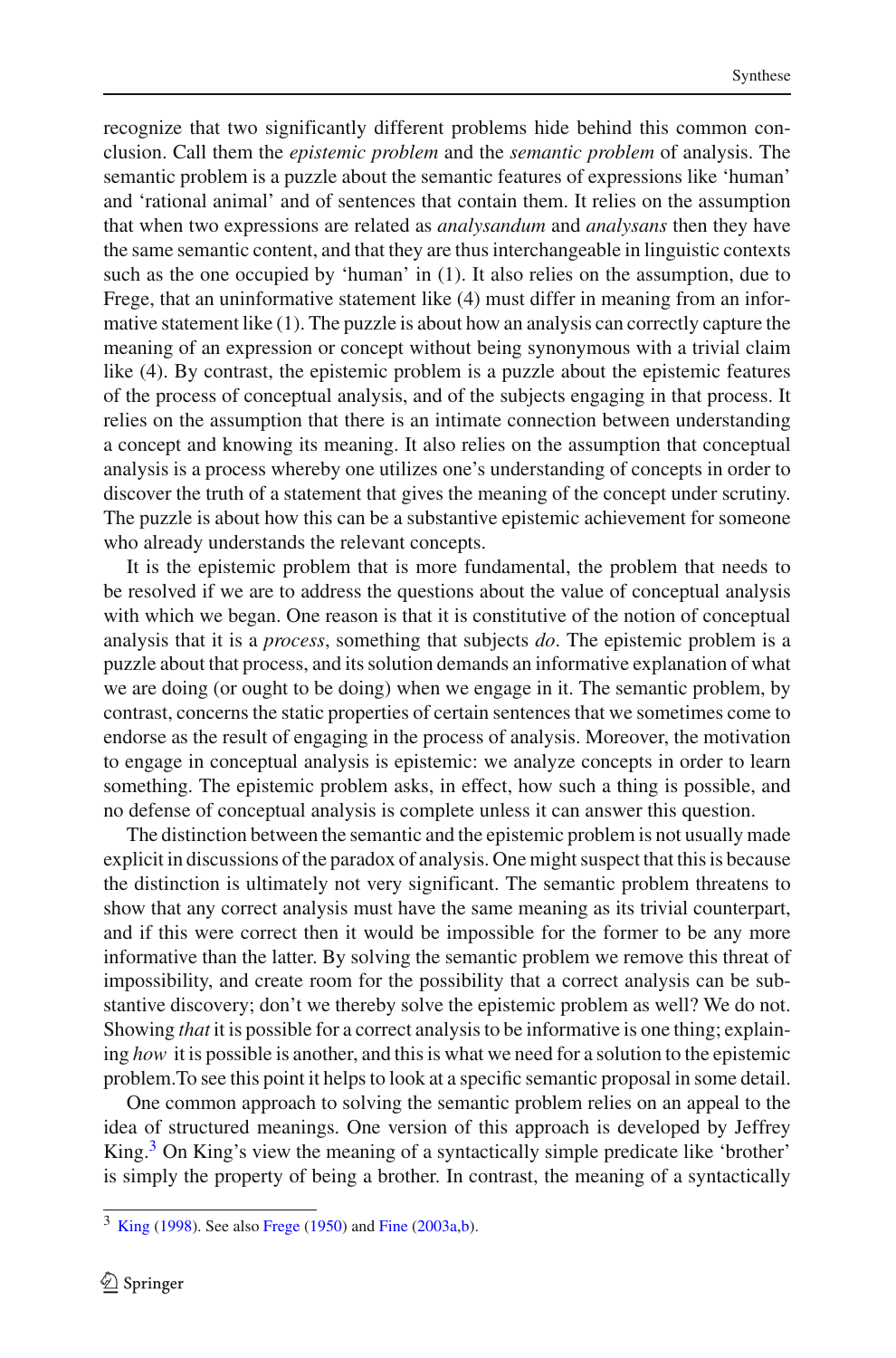recognize that two significantly different problems hide behind this common conclusion. Call them the *epistemic problem* and the *semantic problem* of analysis. The semantic problem is a puzzle about the semantic features of expressions like 'human' and 'rational animal' and of sentences that contain them. It relies on the assumption that when two expressions are related as *analysandum* and *analysans* then they have the same semantic content, and that they are thus interchangeable in linguistic contexts such as the one occupied by 'human' in (1). It also relies on the assumption, due to Frege, that an uninformative statement like (4) must differ in meaning from an informative statement like (1). The puzzle is about how an analysis can correctly capture the meaning of an expression or concept without being synonymous with a trivial claim like (4). By contrast, the epistemic problem is a puzzle about the epistemic features of the process of conceptual analysis, and of the subjects engaging in that process. It relies on the assumption that there is an intimate connection between understanding a concept and knowing its meaning. It also relies on the assumption that conceptual analysis is a process whereby one utilizes one's understanding of concepts in order to discover the truth of a statement that gives the meaning of the concept under scrutiny. The puzzle is about how this can be a substantive epistemic achievement for someone who already understands the relevant concepts.

It is the epistemic problem that is more fundamental, the problem that needs to be resolved if we are to address the questions about the value of conceptual analysis with which we began. One reason is that it is constitutive of the notion of conceptual analysis that it is a *process*, something that subjects *do*. The epistemic problem is a puzzle about that process, and its solution demands an informative explanation of what we are doing (or ought to be doing) when we engage in it. The semantic problem, by contrast, concerns the static properties of certain sentences that we sometimes come to endorse as the result of engaging in the process of analysis. Moreover, the motivation to engage in conceptual analysis is epistemic: we analyze concepts in order to learn something. The epistemic problem asks, in effect, how such a thing is possible, and no defense of conceptual analysis is complete unless it can answer this question.

The distinction between the semantic and the epistemic problem is not usually made explicit in discussions of the paradox of analysis. One might suspect that this is because the distinction is ultimately not very significant. The semantic problem threatens to show that any correct analysis must have the same meaning as its trivial counterpart, and if this were correct then it would be impossible for the former to be any more informative than the latter. By solving the semantic problem we remove this threat of impossibility, and create room for the possibility that a correct analysis can be substantive discovery; don't we thereby solve the epistemic problem as well? We do not. Showing *that* it is possible for a correct analysis to be informative is one thing; explaining *how* it is possible is another, and this is what we need for a solution to the epistemic problem. To see this point it helps to look at a specific semantic proposal in some detail.

One common approach to solving the semantic problem relies on an appeal to the idea of structured meanings. One version of this approach is developed by Jeffrey King.[3] On King's view the meaning of a syntactically simple predicate like 'brother' is simply the property of being a brother. In contrast, the meaning of a syntactically

[3] King (1998). See also Frege (1950) and Fine (2003a,b).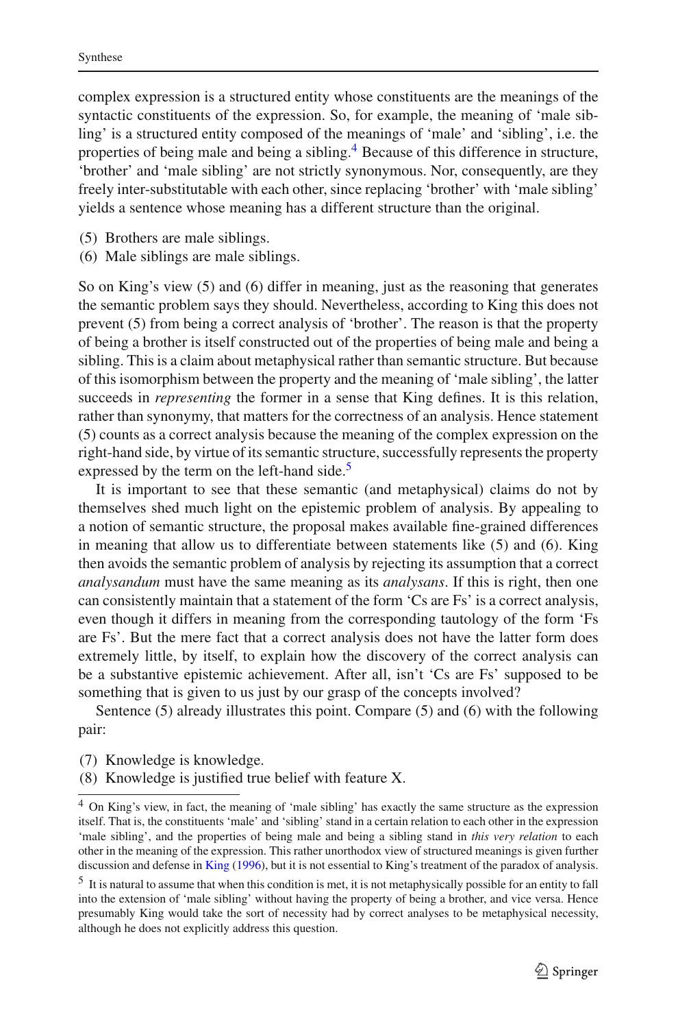complex expression is a structured entity whose constituents are the meanings of the syntactic constituents of the expression. So, for example, the meaning of 'male sibling' is a structured entity composed of the meanings of 'male' and 'sibling', i.e. the properties of being male and being a sibling.[4] Because of this difference in structure, 'brother' and 'male sibling' are not strictly synonymous. Nor, consequently, are they freely inter-substitutable with each other, since replacing 'brother' with 'male sibling' yields a sentence whose meaning has a different structure than the original.

(5) Brothers are male siblings.
(6) Male siblings are male siblings.

So on King's view (5) and (6) differ in meaning, just as the reasoning that generates the semantic problem says they should. Nevertheless, according to King this does not prevent (5) from being a correct analysis of 'brother'. The reason is that the property of being a brother is itself constructed out of the properties of being male and being a sibling. This is a claim about metaphysical rather than semantic structure. But because of this isomorphism between the property and the meaning of 'male sibling', the latter succeeds in *representing* the former in a sense that King defines. It is this relation, rather than synonymy, that matters for the correctness of an analysis. Hence statement (5) counts as a correct analysis because the meaning of the complex expression on the right-hand side, by virtue of its semantic structure, successfully represents the property expressed by the term on the left-hand side.[5]

It is important to see that these semantic (and metaphysical) claims do not by themselves shed much light on the epistemic problem of analysis. By appealing to a notion of semantic structure, the proposal makes available fine-grained differences in meaning that allow us to differentiate between statements like (5) and (6). King then avoids the semantic problem of analysis by rejecting its assumption that a correct *analysandum* must have the same meaning as its *analysans*. If this is right, then one can consistently maintain that a statement of the form 'Cs are Fs' is a correct analysis, even though it differs in meaning from the corresponding tautology of the form 'Fs are Fs'. But the mere fact that a correct analysis does not have the latter form does extremely little, by itself, to explain how the discovery of the correct analysis can be a substantive epistemic achievement. After all, isn't 'Cs are Fs' supposed to be something that is given to us just by our grasp of the concepts involved?

Sentence (5) already illustrates this point. Compare (5) and (6) with the following pair:

(7) Knowledge is knowledge.
(8) Knowledge is justified true belief with feature X.

[4] On King's view, in fact, the meaning of 'male sibling' has exactly the same structure as the expression itself. That is, the constituents 'male' and 'sibling' stand in a certain relation to each other in the expression 'male sibling', and the properties of being male and being a sibling stand in *this very relation* to each other in the meaning of the expression. This rather unorthodox view of structured meanings is given further discussion and defense in King (1996), but it is not essential to King's treatment of the paradox of analysis.

[5] It is natural to assume that when this condition is met, it is not metaphysically possible for an entity to fall into the extension of 'male sibling' without having the property of being a brother, and vice versa. Hence presumably King would take the sort of necessity had by correct analyses to be metaphysical necessity, although he does not explicitly address this question.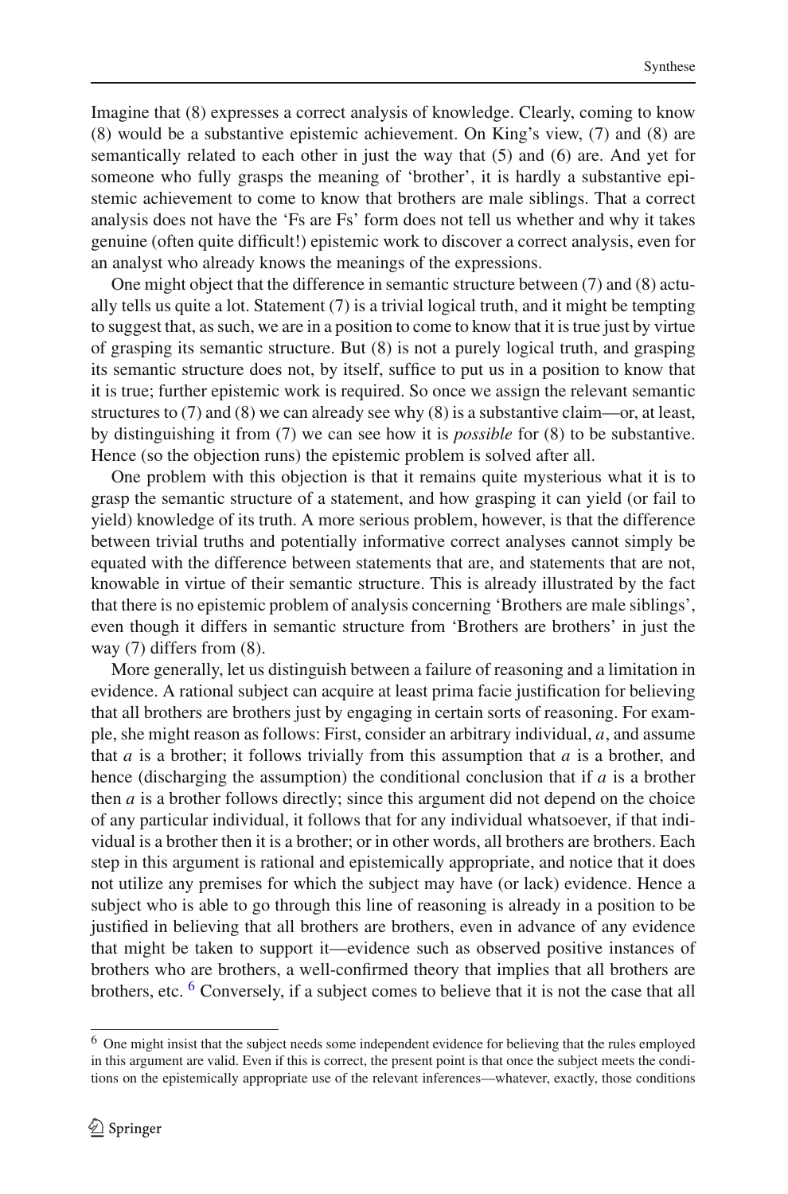Imagine that (8) expresses a correct analysis of knowledge. Clearly, coming to know (8) would be a substantive epistemic achievement. On King's view, (7) and (8) are semantically related to each other in just the way that (5) and (6) are. And yet for someone who fully grasps the meaning of 'brother', it is hardly a substantive epistemic achievement to come to know that brothers are male siblings. That a correct analysis does not have the 'Fs are Fs' form does not tell us whether and why it takes genuine (often quite difficult!) epistemic work to discover a correct analysis, even for an analyst who already knows the meanings of the expressions.

One might object that the difference in semantic structure between (7) and (8) actually tells us quite a lot. Statement (7) is a trivial logical truth, and it might be tempting to suggest that, as such, we are in a position to come to know that it is true just by virtue of grasping its semantic structure. But (8) is not a purely logical truth, and grasping its semantic structure does not, by itself, suffice to put us in a position to know that it is true; further epistemic work is required. So once we assign the relevant semantic structures to (7) and (8) we can already see why (8) is a substantive claim—or, at least, by distinguishing it from (7) we can see how it is *possible* for (8) to be substantive. Hence (so the objection runs) the epistemic problem is solved after all.

One problem with this objection is that it remains quite mysterious what it is to grasp the semantic structure of a statement, and how grasping it can yield (or fail to yield) knowledge of its truth. A more serious problem, however, is that the difference between trivial truths and potentially informative correct analyses cannot simply be equated with the difference between statements that are, and statements that are not, knowable in virtue of their semantic structure. This is already illustrated by the fact that there is no epistemic problem of analysis concerning 'Brothers are male siblings', even though it differs in semantic structure from 'Brothers are brothers' in just the way (7) differs from (8).

More generally, let us distinguish between a failure of reasoning and a limitation in evidence. A rational subject can acquire at least prima facie justification for believing that all brothers are brothers just by engaging in certain sorts of reasoning. For example, she might reason as follows: First, consider an arbitrary individual, *a*, and assume that *a* is a brother; it follows trivially from this assumption that *a* is a brother, and hence (discharging the assumption) the conditional conclusion that if *a* is a brother then *a* is a brother follows directly; since this argument did not depend on the choice of any particular individual, it follows that for any individual whatsoever, if that individual is a brother then it is a brother; or in other words, all brothers are brothers. Each step in this argument is rational and epistemically appropriate, and notice that it does not utilize any premises for which the subject may have (or lack) evidence. Hence a subject who is able to go through this line of reasoning is already in a position to be justified in believing that all brothers are brothers, even in advance of any evidence that might be taken to support it—evidence such as observed positive instances of brothers who are brothers, a well-confirmed theory that implies that all brothers are brothers, etc. [6] Conversely, if a subject comes to believe that it is not the case that all

[6] One might insist that the subject needs some independent evidence for believing that the rules employed in this argument are valid. Even if this is correct, the present point is that once the subject meets the conditions on the epistemically appropriate use of the relevant inferences—whatever, exactly, those conditions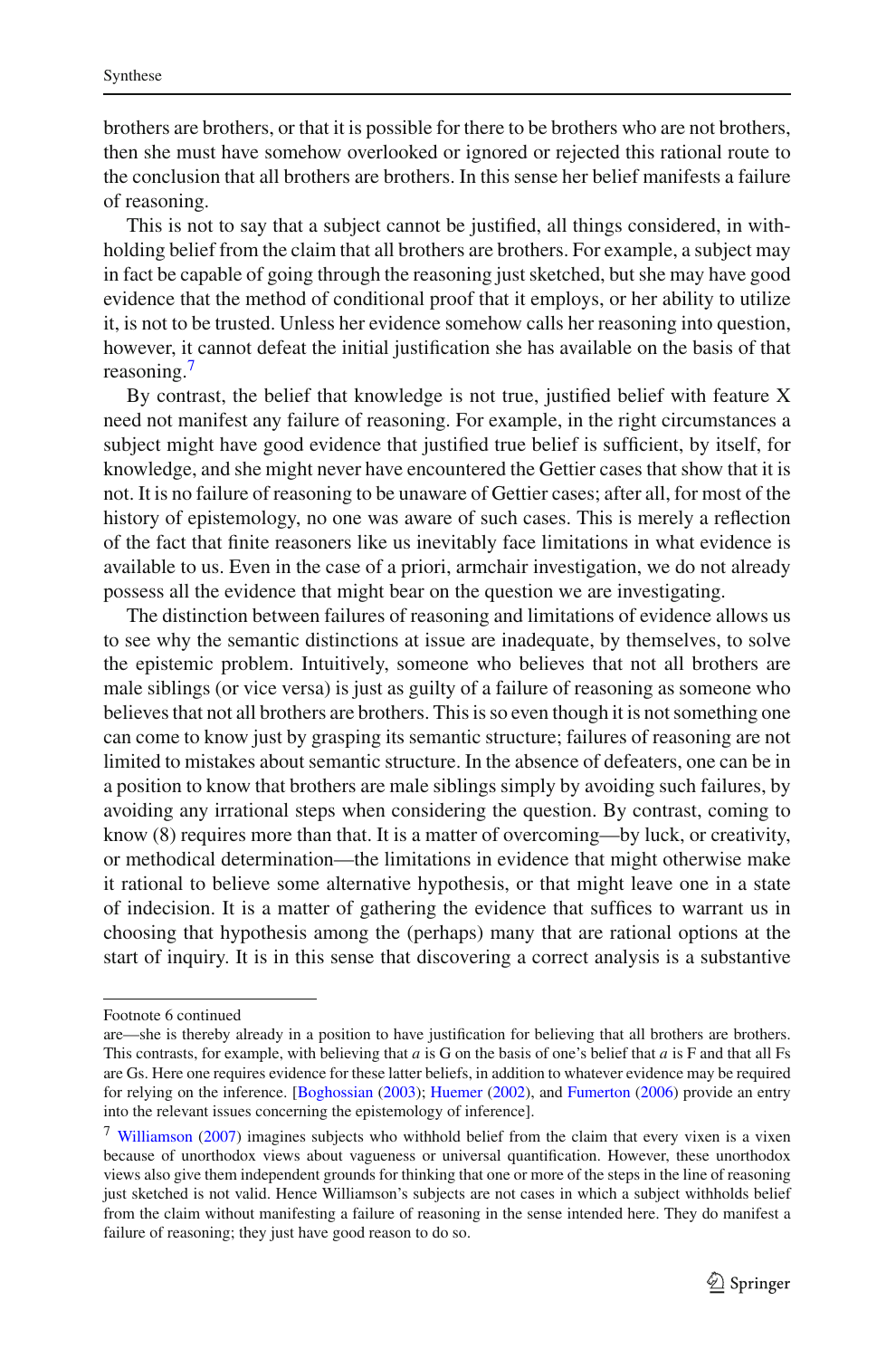brothers are brothers, or that it is possible for there to be brothers who are not brothers, then she must have somehow overlooked or ignored or rejected this rational route to the conclusion that all brothers are brothers. In this sense her belief manifests a failure of reasoning.

This is not to say that a subject cannot be justified, all things considered, in withholding belief from the claim that all brothers are brothers. For example, a subject may in fact be capable of going through the reasoning just sketched, but she may have good evidence that the method of conditional proof that it employs, or her ability to utilize it, is not to be trusted. Unless her evidence somehow calls her reasoning into question, however, it cannot defeat the initial justification she has available on the basis of that reasoning.[7]

By contrast, the belief that knowledge is not true, justified belief with feature X need not manifest any failure of reasoning. For example, in the right circumstances a subject might have good evidence that justified true belief is sufficient, by itself, for knowledge, and she might never have encountered the Gettier cases that show that it is not. It is no failure of reasoning to be unaware of Gettier cases; after all, for most of the history of epistemology, no one was aware of such cases. This is merely a reflection of the fact that finite reasoners like us inevitably face limitations in what evidence is available to us. Even in the case of a priori, armchair investigation, we do not already possess all the evidence that might bear on the question we are investigating.

The distinction between failures of reasoning and limitations of evidence allows us to see why the semantic distinctions at issue are inadequate, by themselves, to solve the epistemic problem. Intuitively, someone who believes that not all brothers are male siblings (or vice versa) is just as guilty of a failure of reasoning as someone who believes that not all brothers are brothers. This is so even though it is not something one can come to know just by grasping its semantic structure; failures of reasoning are not limited to mistakes about semantic structure. In the absence of defeaters, one can be in a position to know that brothers are male siblings simply by avoiding such failures, by avoiding any irrational steps when considering the question. By contrast, coming to know (8) requires more than that. It is a matter of overcoming—by luck, or creativity, or methodical determination—the limitations in evidence that might otherwise make it rational to believe some alternative hypothesis, or that might leave one in a state of indecision. It is a matter of gathering the evidence that suffices to warrant us in choosing that hypothesis among the (perhaps) many that are rational options at the start of inquiry. It is in this sense that discovering a correct analysis is a substantive

---

Footnote 6 continued

are—she is thereby already in a position to have justification for believing that all brothers are brothers. This contrasts, for example, with believing that *a* is G on the basis of one's belief that *a* is F and that all Fs are Gs. Here one requires evidence for these latter beliefs, in addition to whatever evidence may be required for relying on the inference. [Boghossian (2003); Huemer (2002), and Fumerton (2006) provide an entry into the relevant issues concerning the epistemology of inference].

[7] Williamson (2007) imagines subjects who withhold belief from the claim that every vixen is a vixen because of unorthodox views about vagueness or universal quantification. However, these unorthodox views also give them independent grounds for thinking that one or more of the steps in the line of reasoning just sketched is not valid. Hence Williamson's subjects are not cases in which a subject withholds belief from the claim without manifesting a failure of reasoning in the sense intended here. They do manifest a failure of reasoning; they just have good reason to do so.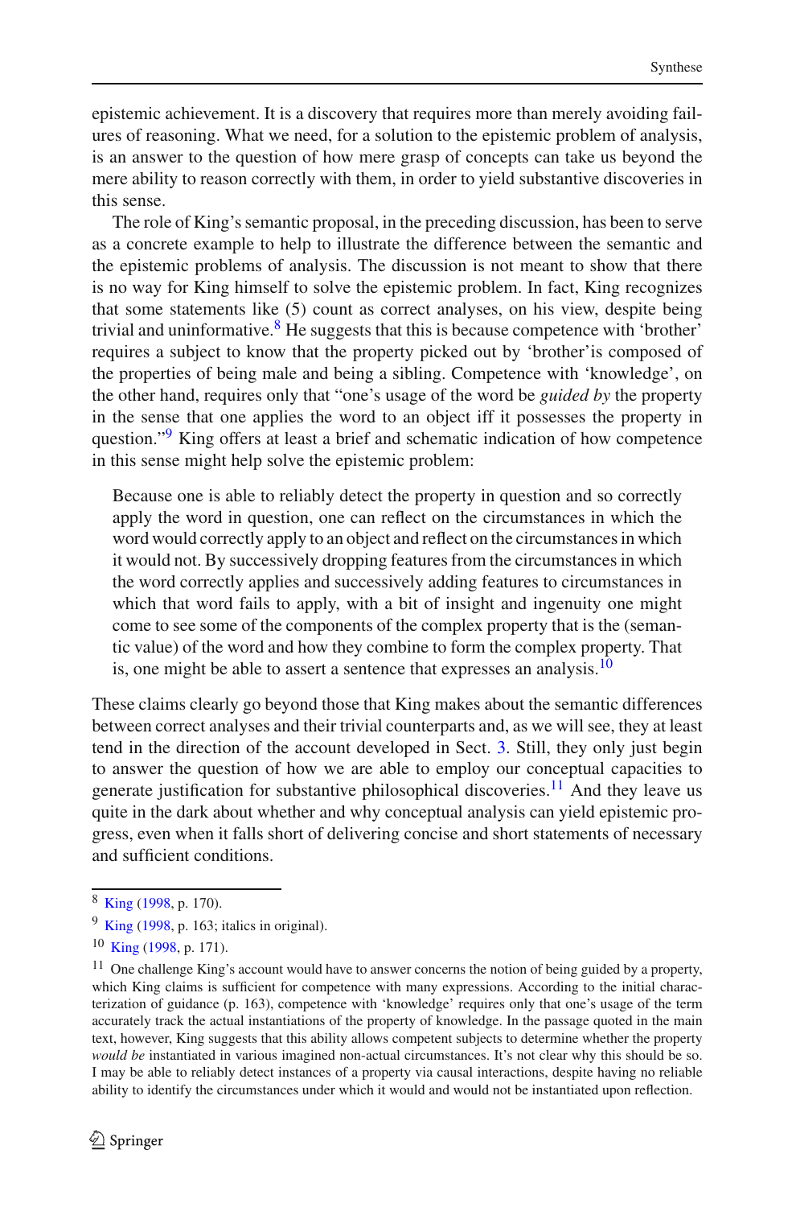epistemic achievement. It is a discovery that requires more than merely avoiding failures of reasoning. What we need, for a solution to the epistemic problem of analysis, is an answer to the question of how mere grasp of concepts can take us beyond the mere ability to reason correctly with them, in order to yield substantive discoveries in this sense.

The role of King's semantic proposal, in the preceding discussion, has been to serve as a concrete example to help to illustrate the difference between the semantic and the epistemic problems of analysis. The discussion is not meant to show that there is no way for King himself to solve the epistemic problem. In fact, King recognizes that some statements like (5) count as correct analyses, on his view, despite being trivial and uninformative.[8] He suggests that this is because competence with 'brother' requires a subject to know that the property picked out by 'brother' is composed of the properties of being male and being a sibling. Competence with 'knowledge', on the other hand, requires only that "one's usage of the word be *guided by* the property in the sense that one applies the word to an object iff it possesses the property in question."[9] King offers at least a brief and schematic indication of how competence in this sense might help solve the epistemic problem:

> Because one is able to reliably detect the property in question and so correctly apply the word in question, one can reflect on the circumstances in which the word would correctly apply to an object and reflect on the circumstances in which it would not. By successively dropping features from the circumstances in which the word correctly applies and successively adding features to circumstances in which that word fails to apply, with a bit of insight and ingenuity one might come to see some of the components of the complex property that is the (semantic value) of the word and how they combine to form the complex property. That is, one might be able to assert a sentence that expresses an analysis.[10]

These claims clearly go beyond those that King makes about the semantic differences between correct analyses and their trivial counterparts and, as we will see, they at least tend in the direction of the account developed in Sect. 3. Still, they only just begin to answer the question of how we are able to employ our conceptual capacities to generate justification for substantive philosophical discoveries.[11] And they leave us quite in the dark about whether and why conceptual analysis can yield epistemic progress, even when it falls short of delivering concise and short statements of necessary and sufficient conditions.

---

[8] King (1998, p. 170).

[9] King (1998, p. 163; italics in original).

[10] King (1998, p. 171).

[11] One challenge King's account would have to answer concerns the notion of being guided by a property, which King claims is sufficient for competence with many expressions. According to the initial characterization of guidance (p. 163), competence with 'knowledge' requires only that one's usage of the term accurately track the actual instantiations of the property of knowledge. In the passage quoted in the main text, however, King suggests that this ability allows competent subjects to determine whether the property *would be* instantiated in various imagined non-actual circumstances. It's not clear why this should be so. I may be able to reliably detect instances of a property via causal interactions, despite having no reliable ability to identify the circumstances under which it would and would not be instantiated upon reflection.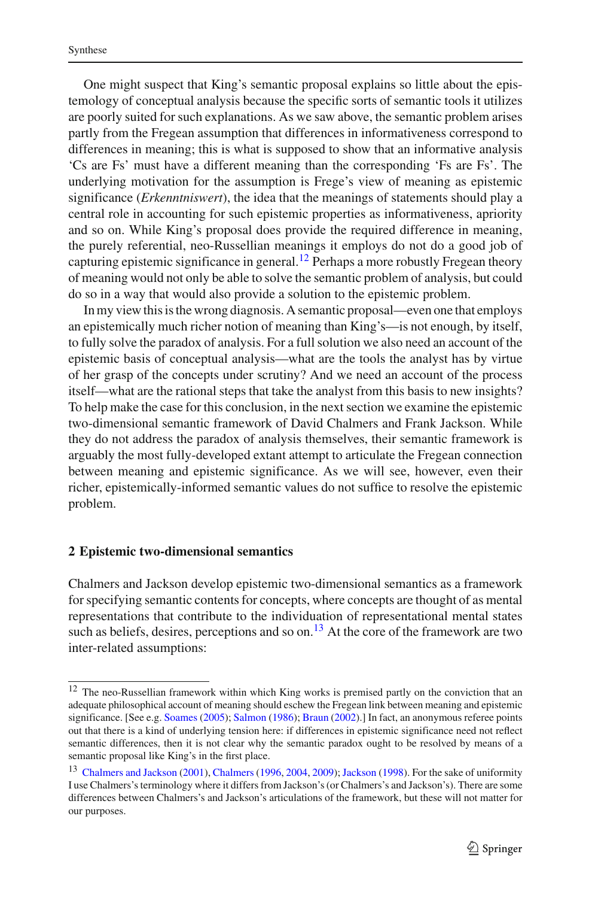One might suspect that King's semantic proposal explains so little about the epistemology of conceptual analysis because the specific sorts of semantic tools it utilizes are poorly suited for such explanations. As we saw above, the semantic problem arises partly from the Fregean assumption that differences in informativeness correspond to differences in meaning; this is what is supposed to show that an informative analysis 'Cs are Fs' must have a different meaning than the corresponding 'Fs are Fs'. The underlying motivation for the assumption is Frege's view of meaning as epistemic significance (*Erkenntniswert*), the idea that the meanings of statements should play a central role in accounting for such epistemic properties as informativeness, apriority and so on. While King's proposal does provide the required difference in meaning, the purely referential, neo-Russellian meanings it employs do not do a good job of capturing epistemic significance in general.[12] Perhaps a more robustly Fregean theory of meaning would not only be able to solve the semantic problem of analysis, but could do so in a way that would also provide a solution to the epistemic problem.

In my view this is the wrong diagnosis. A semantic proposal—even one that employs an epistemically much richer notion of meaning than King's—is not enough, by itself, to fully solve the paradox of analysis. For a full solution we also need an account of the epistemic basis of conceptual analysis—what are the tools the analyst has by virtue of her grasp of the concepts under scrutiny? And we need an account of the process itself—what are the rational steps that take the analyst from this basis to new insights? To help make the case for this conclusion, in the next section we examine the epistemic two-dimensional semantic framework of David Chalmers and Frank Jackson. While they do not address the paradox of analysis themselves, their semantic framework is arguably the most fully-developed extant attempt to articulate the Fregean connection between meaning and epistemic significance. As we will see, however, even their richer, epistemically-informed semantic values do not suffice to resolve the epistemic problem.

## 2 Epistemic two-dimensional semantics

Chalmers and Jackson develop epistemic two-dimensional semantics as a framework for specifying semantic contents for concepts, where concepts are thought of as mental representations that contribute to the individuation of representational mental states such as beliefs, desires, perceptions and so on.[13] At the core of the framework are two inter-related assumptions:

---

[12] The neo-Russellian framework within which King works is premised partly on the conviction that an adequate philosophical account of meaning should eschew the Fregean link between meaning and epistemic significance. [See e.g. Soames (2005); Salmon (1986); Braun (2002).] In fact, an anonymous referee points out that there is a kind of underlying tension here: if differences in epistemic significance need not reflect semantic differences, then it is not clear why the semantic paradox ought to be resolved by means of a semantic proposal like King's in the first place.

[13] Chalmers and Jackson (2001), Chalmers (1996, 2004, 2009); Jackson (1998). For the sake of uniformity I use Chalmers's terminology where it differs from Jackson's (or Chalmers's and Jackson's). There are some differences between Chalmers's and Jackson's articulations of the framework, but these will not matter for our purposes.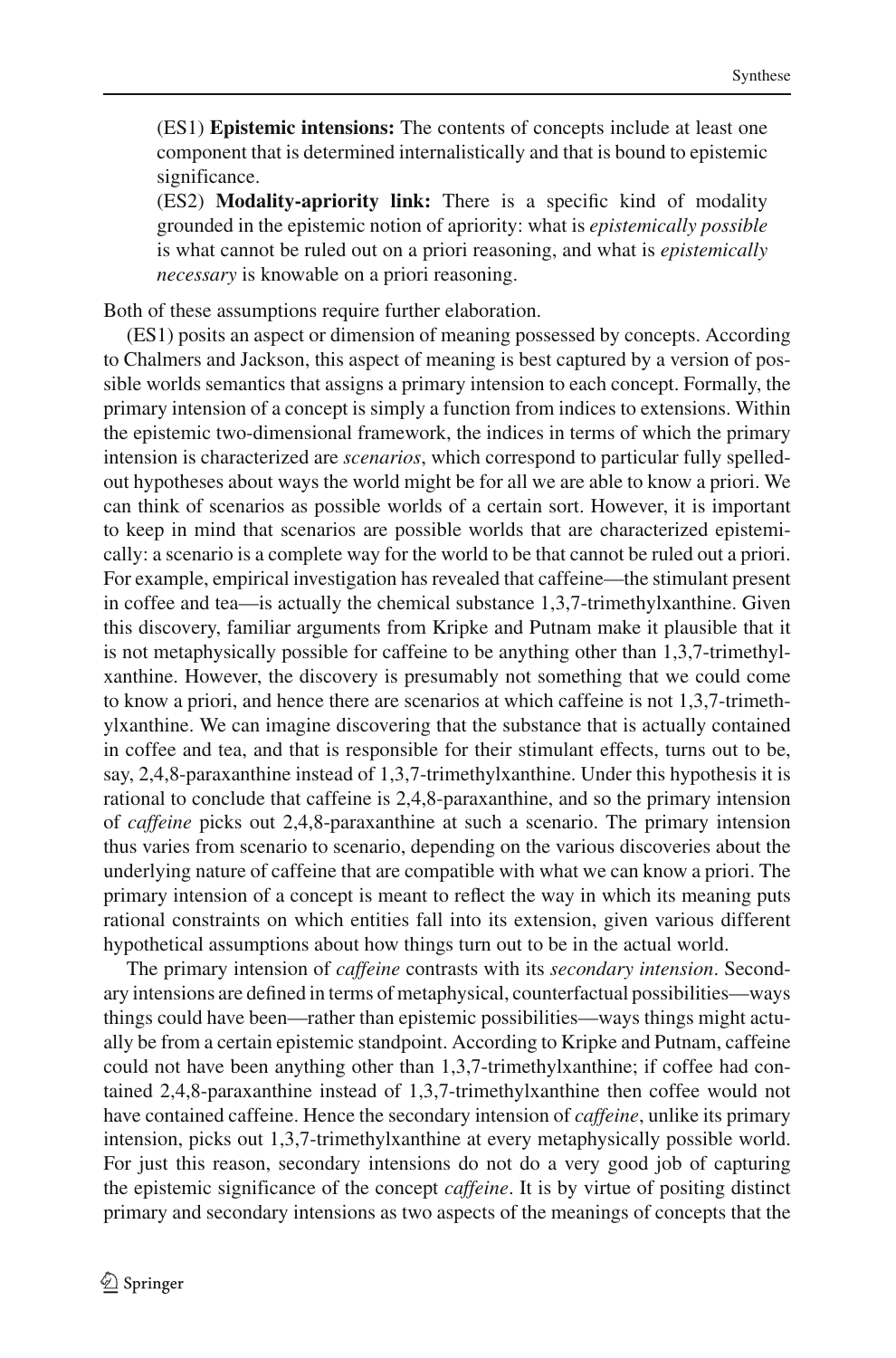(ES1) **Epistemic intensions:** The contents of concepts include at least one component that is determined internalistically and that is bound to epistemic significance.

(ES2) **Modality-apriority link:** There is a specific kind of modality grounded in the epistemic notion of apriority: what is *epistemically possible* is what cannot be ruled out on a priori reasoning, and what is *epistemically necessary* is knowable on a priori reasoning.

Both of these assumptions require further elaboration.

(ES1) posits an aspect or dimension of meaning possessed by concepts. According to Chalmers and Jackson, this aspect of meaning is best captured by a version of possible worlds semantics that assigns a primary intension to each concept. Formally, the primary intension of a concept is simply a function from indices to extensions. Within the epistemic two-dimensional framework, the indices in terms of which the primary intension is characterized are *scenarios*, which correspond to particular fully spelled-out hypotheses about ways the world might be for all we are able to know a priori. We can think of scenarios as possible worlds of a certain sort. However, it is important to keep in mind that scenarios are possible worlds that are characterized epistemically: a scenario is a complete way for the world to be that cannot be ruled out a priori. For example, empirical investigation has revealed that caffeine—the stimulant present in coffee and tea—is actually the chemical substance 1,3,7-trimethylxanthine. Given this discovery, familiar arguments from Kripke and Putnam make it plausible that it is not metaphysically possible for caffeine to be anything other than 1,3,7-trimethylxanthine. However, the discovery is presumably not something that we could come to know a priori, and hence there are scenarios at which caffeine is not 1,3,7-trimethylxanthine. We can imagine discovering that the substance that is actually contained in coffee and tea, and that is responsible for their stimulant effects, turns out to be, say, 2,4,8-paraxanthine instead of 1,3,7-trimethylxanthine. Under this hypothesis it is rational to conclude that caffeine is 2,4,8-paraxanthine, and so the primary intension of *caffeine* picks out 2,4,8-paraxanthine at such a scenario. The primary intension thus varies from scenario to scenario, depending on the various discoveries about the underlying nature of caffeine that are compatible with what we can know a priori. The primary intension of a concept is meant to reflect the way in which its meaning puts rational constraints on which entities fall into its extension, given various different hypothetical assumptions about how things turn out to be in the actual world.

The primary intension of *caffeine* contrasts with its *secondary intension*. Secondary intensions are defined in terms of metaphysical, counterfactual possibilities—ways things could have been—rather than epistemic possibilities—ways things might actually be from a certain epistemic standpoint. According to Kripke and Putnam, caffeine could not have been anything other than 1,3,7-trimethylxanthine; if coffee had contained 2,4,8-paraxanthine instead of 1,3,7-trimethylxanthine then coffee would not have contained caffeine. Hence the secondary intension of *caffeine*, unlike its primary intension, picks out 1,3,7-trimethylxanthine at every metaphysically possible world. For just this reason, secondary intensions do not do a very good job of capturing the epistemic significance of the concept *caffeine*. It is by virtue of positing distinct primary and secondary intensions as two aspects of the meanings of concepts that the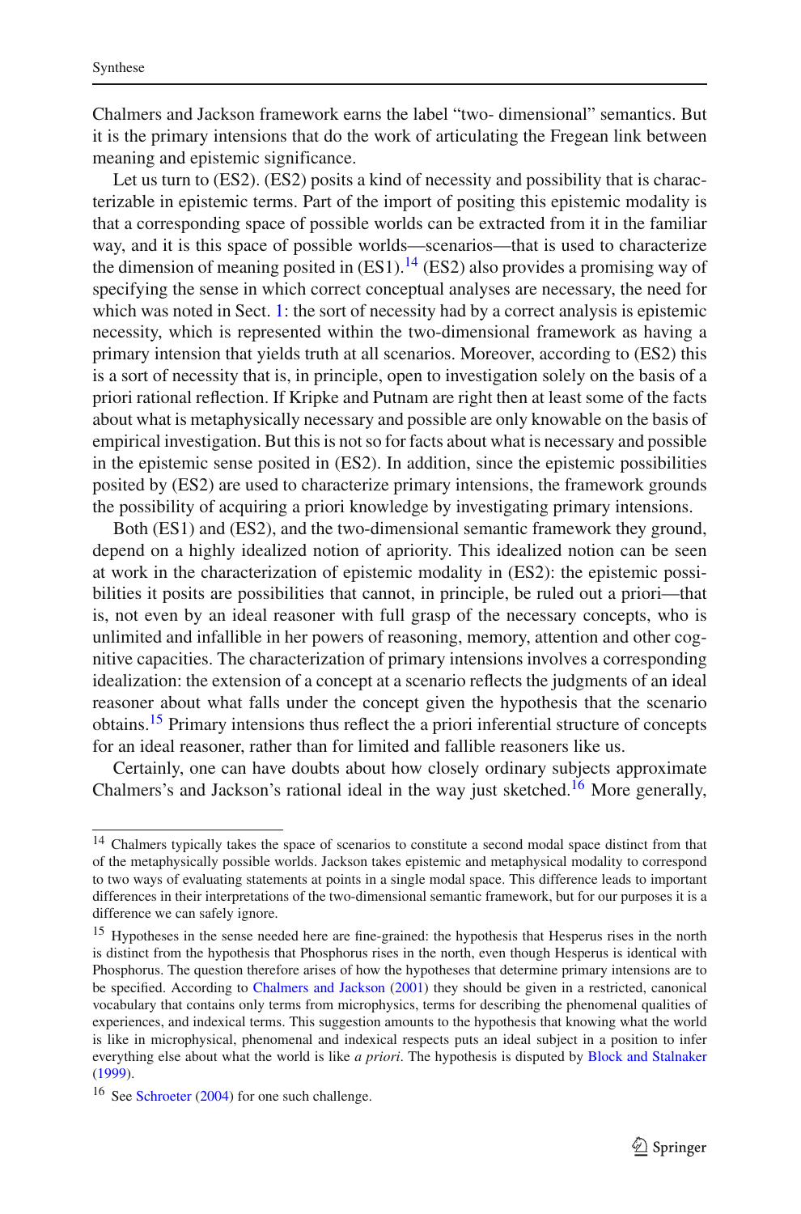Chalmers and Jackson framework earns the label "two- dimensional" semantics. But it is the primary intensions that do the work of articulating the Fregean link between meaning and epistemic significance.

Let us turn to (ES2). (ES2) posits a kind of necessity and possibility that is characterizable in epistemic terms. Part of the import of positing this epistemic modality is that a corresponding space of possible worlds can be extracted from it in the familiar way, and it is this space of possible worlds—scenarios—that is used to characterize the dimension of meaning posited in (ES1).[14] (ES2) also provides a promising way of specifying the sense in which correct conceptual analyses are necessary, the need for which was noted in Sect. 1: the sort of necessity had by a correct analysis is epistemic necessity, which is represented within the two-dimensional framework as having a primary intension that yields truth at all scenarios. Moreover, according to (ES2) this is a sort of necessity that is, in principle, open to investigation solely on the basis of a priori rational reflection. If Kripke and Putnam are right then at least some of the facts about what is metaphysically necessary and possible are only knowable on the basis of empirical investigation. But this is not so for facts about what is necessary and possible in the epistemic sense posited in (ES2). In addition, since the epistemic possibilities posited by (ES2) are used to characterize primary intensions, the framework grounds the possibility of acquiring a priori knowledge by investigating primary intensions.

Both (ES1) and (ES2), and the two-dimensional semantic framework they ground, depend on a highly idealized notion of apriority. This idealized notion can be seen at work in the characterization of epistemic modality in (ES2): the epistemic possibilities it posits are possibilities that cannot, in principle, be ruled out a priori—that is, not even by an ideal reasoner with full grasp of the necessary concepts, who is unlimited and infallible in her powers of reasoning, memory, attention and other cognitive capacities. The characterization of primary intensions involves a corresponding idealization: the extension of a concept at a scenario reflects the judgments of an ideal reasoner about what falls under the concept given the hypothesis that the scenario obtains.[15] Primary intensions thus reflect the a priori inferential structure of concepts for an ideal reasoner, rather than for limited and fallible reasoners like us.

Certainly, one can have doubts about how closely ordinary subjects approximate Chalmers's and Jackson's rational ideal in the way just sketched.[16] More generally,

[14] Chalmers typically takes the space of scenarios to constitute a second modal space distinct from that of the metaphysically possible worlds. Jackson takes epistemic and metaphysical modality to correspond to two ways of evaluating statements at points in a single modal space. This difference leads to important differences in their interpretations of the two-dimensional semantic framework, but for our purposes it is a difference we can safely ignore.

[15] Hypotheses in the sense needed here are fine-grained: the hypothesis that Hesperus rises in the north is distinct from the hypothesis that Phosphorus rises in the north, even though Hesperus is identical with Phosphorus. The question therefore arises of how the hypotheses that determine primary intensions are to be specified. According to Chalmers and Jackson (2001) they should be given in a restricted, canonical vocabulary that contains only terms from microphysics, terms for describing the phenomenal qualities of experiences, and indexical terms. This suggestion amounts to the hypothesis that knowing what the world is like in microphysical, phenomenal and indexical respects puts an ideal subject in a position to infer everything else about what the world is like *a priori*. The hypothesis is disputed by Block and Stalnaker (1999).

[16] See Schroeter (2004) for one such challenge.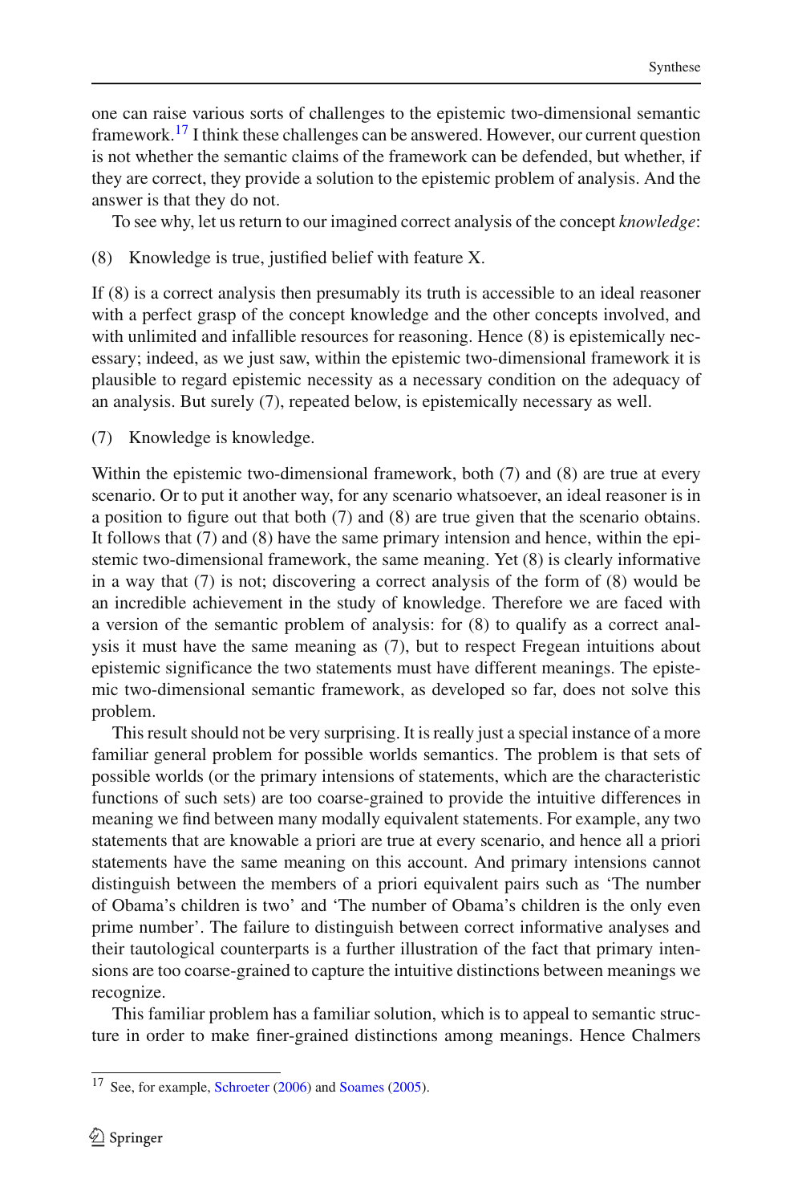one can raise various sorts of challenges to the epistemic two-dimensional semantic framework.[17] I think these challenges can be answered. However, our current question is not whether the semantic claims of the framework can be defended, but whether, if they are correct, they provide a solution to the epistemic problem of analysis. And the answer is that they do not.

To see why, let us return to our imagined correct analysis of the concept *knowledge*:

(8) Knowledge is true, justified belief with feature X.

If (8) is a correct analysis then presumably its truth is accessible to an ideal reasoner with a perfect grasp of the concept knowledge and the other concepts involved, and with unlimited and infallible resources for reasoning. Hence (8) is epistemically necessary; indeed, as we just saw, within the epistemic two-dimensional framework it is plausible to regard epistemic necessity as a necessary condition on the adequacy of an analysis. But surely (7), repeated below, is epistemically necessary as well.

(7) Knowledge is knowledge.

Within the epistemic two-dimensional framework, both (7) and (8) are true at every scenario. Or to put it another way, for any scenario whatsoever, an ideal reasoner is in a position to figure out that both (7) and (8) are true given that the scenario obtains. It follows that (7) and (8) have the same primary intension and hence, within the epistemic two-dimensional framework, the same meaning. Yet (8) is clearly informative in a way that (7) is not; discovering a correct analysis of the form of (8) would be an incredible achievement in the study of knowledge. Therefore we are faced with a version of the semantic problem of analysis: for (8) to qualify as a correct analysis it must have the same meaning as (7), but to respect Fregean intuitions about epistemic significance the two statements must have different meanings. The epistemic two-dimensional semantic framework, as developed so far, does not solve this problem.

This result should not be very surprising. It is really just a special instance of a more familiar general problem for possible worlds semantics. The problem is that sets of possible worlds (or the primary intensions of statements, which are the characteristic functions of such sets) are too coarse-grained to provide the intuitive differences in meaning we find between many modally equivalent statements. For example, any two statements that are knowable a priori are true at every scenario, and hence all a priori statements have the same meaning on this account. And primary intensions cannot distinguish between the members of a priori equivalent pairs such as 'The number of Obama's children is two' and 'The number of Obama's children is the only even prime number'. The failure to distinguish between correct informative analyses and their tautological counterparts is a further illustration of the fact that primary intensions are too coarse-grained to capture the intuitive distinctions between meanings we recognize.

This familiar problem has a familiar solution, which is to appeal to semantic structure in order to make finer-grained distinctions among meanings. Hence Chalmers

[17] See, for example, Schroeter (2006) and Soames (2005).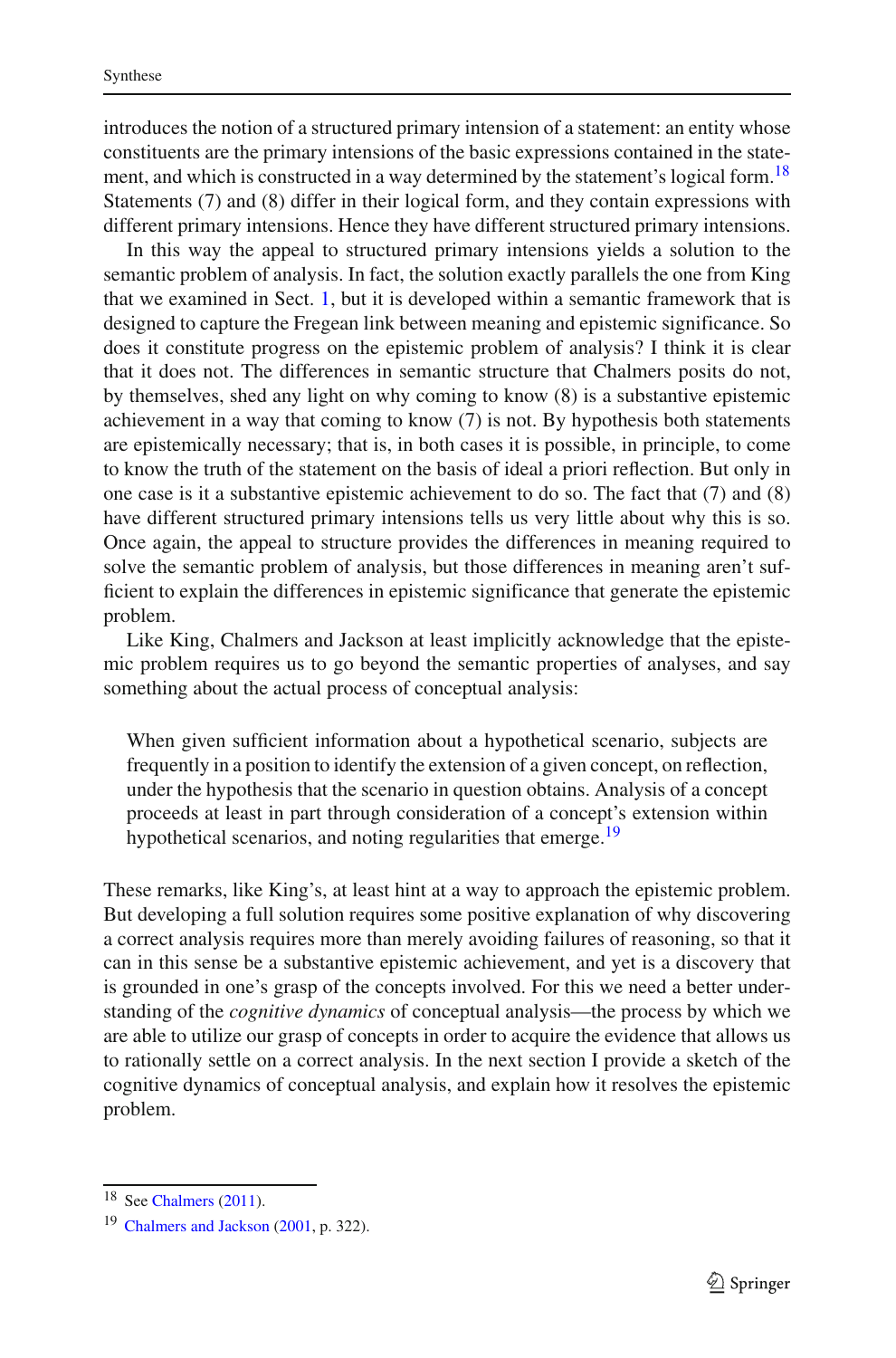introduces the notion of a structured primary intension of a statement: an entity whose constituents are the primary intensions of the basic expressions contained in the statement, and which is constructed in a way determined by the statement's logical form.[18] Statements (7) and (8) differ in their logical form, and they contain expressions with different primary intensions. Hence they have different structured primary intensions.

In this way the appeal to structured primary intensions yields a solution to the semantic problem of analysis. In fact, the solution exactly parallels the one from King that we examined in Sect. 1, but it is developed within a semantic framework that is designed to capture the Fregean link between meaning and epistemic significance. So does it constitute progress on the epistemic problem of analysis? I think it is clear that it does not. The differences in semantic structure that Chalmers posits do not, by themselves, shed any light on why coming to know (8) is a substantive epistemic achievement in a way that coming to know (7) is not. By hypothesis both statements are epistemically necessary; that is, in both cases it is possible, in principle, to come to know the truth of the statement on the basis of ideal a priori reflection. But only in one case is it a substantive epistemic achievement to do so. The fact that (7) and (8) have different structured primary intensions tells us very little about why this is so. Once again, the appeal to structure provides the differences in meaning required to solve the semantic problem of analysis, but those differences in meaning aren't sufficient to explain the differences in epistemic significance that generate the epistemic problem.

Like King, Chalmers and Jackson at least implicitly acknowledge that the epistemic problem requires us to go beyond the semantic properties of analyses, and say something about the actual process of conceptual analysis:

> When given sufficient information about a hypothetical scenario, subjects are frequently in a position to identify the extension of a given concept, on reflection, under the hypothesis that the scenario in question obtains. Analysis of a concept proceeds at least in part through consideration of a concept's extension within hypothetical scenarios, and noting regularities that emerge.[19]

These remarks, like King's, at least hint at a way to approach the epistemic problem. But developing a full solution requires some positive explanation of why discovering a correct analysis requires more than merely avoiding failures of reasoning, so that it can in this sense be a substantive epistemic achievement, and yet is a discovery that is grounded in one's grasp of the concepts involved. For this we need a better understanding of the *cognitive dynamics* of conceptual analysis—the process by which we are able to utilize our grasp of concepts in order to acquire the evidence that allows us to rationally settle on a correct analysis. In the next section I provide a sketch of the cognitive dynamics of conceptual analysis, and explain how it resolves the epistemic problem.

---

[18] See Chalmers (2011).

[19] Chalmers and Jackson (2001, p. 322).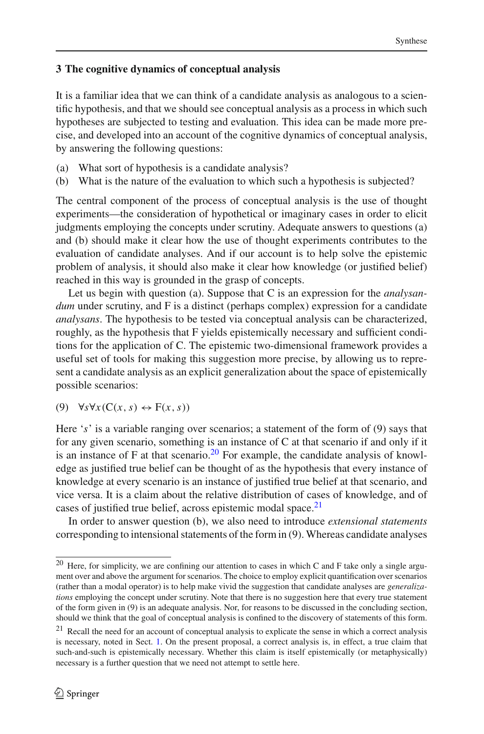## 3 The cognitive dynamics of conceptual analysis

It is a familiar idea that we can think of a candidate analysis as analogous to a scientific hypothesis, and that we should see conceptual analysis as a process in which such hypotheses are subjected to testing and evaluation. This idea can be made more precise, and developed into an account of the cognitive dynamics of conceptual analysis, by answering the following questions:

(a) What sort of hypothesis is a candidate analysis?
(b) What is the nature of the evaluation to which such a hypothesis is subjected?

The central component of the process of conceptual analysis is the use of thought experiments—the consideration of hypothetical or imaginary cases in order to elicit judgments employing the concepts under scrutiny. Adequate answers to questions (a) and (b) should make it clear how the use of thought experiments contributes to the evaluation of candidate analyses. And if our account is to help solve the epistemic problem of analysis, it should also make it clear how knowledge (or justified belief) reached in this way is grounded in the grasp of concepts.

Let us begin with question (a). Suppose that C is an expression for the *analysandum* under scrutiny, and F is a distinct (perhaps complex) expression for a candidate *analysans*. The hypothesis to be tested via conceptual analysis can be characterized, roughly, as the hypothesis that F yields epistemically necessary and sufficient conditions for the application of C. The epistemic two-dimensional framework provides a useful set of tools for making this suggestion more precise, by allowing us to represent a candidate analysis as an explicit generalization about the space of epistemically possible scenarios:

(9) $\forall s \forall x(\mathrm{C}(x, s) \leftrightarrow \mathrm{F}(x, s))$

Here '$s$' is a variable ranging over scenarios; a statement of the form of (9) says that for any given scenario, something is an instance of C at that scenario if and only if it is an instance of F at that scenario.[20] For example, the candidate analysis of knowledge as justified true belief can be thought of as the hypothesis that every instance of knowledge at every scenario is an instance of justified true belief at that scenario, and vice versa. It is a claim about the relative distribution of cases of knowledge, and of cases of justified true belief, across epistemic modal space.[21]

In order to answer question (b), we also need to introduce *extensional statements* corresponding to intensional statements of the form in (9). Whereas candidate analyses

[20] Here, for simplicity, we are confining our attention to cases in which C and F take only a single argument over and above the argument for scenarios. The choice to employ explicit quantification over scenarios (rather than a modal operator) is to help make vivid the suggestion that candidate analyses are *generalizations* employing the concept under scrutiny. Note that there is no suggestion here that every true statement of the form given in (9) is an adequate analysis. Nor, for reasons to be discussed in the concluding section, should we think that the goal of conceptual analysis is confined to the discovery of statements of this form.

[21] Recall the need for an account of conceptual analysis to explicate the sense in which a correct analysis is necessary, noted in Sect. 1. On the present proposal, a correct analysis is, in effect, a true claim that such-and-such is epistemically necessary. Whether this claim is itself epistemically (or metaphysically) necessary is a further question that we need not attempt to settle here.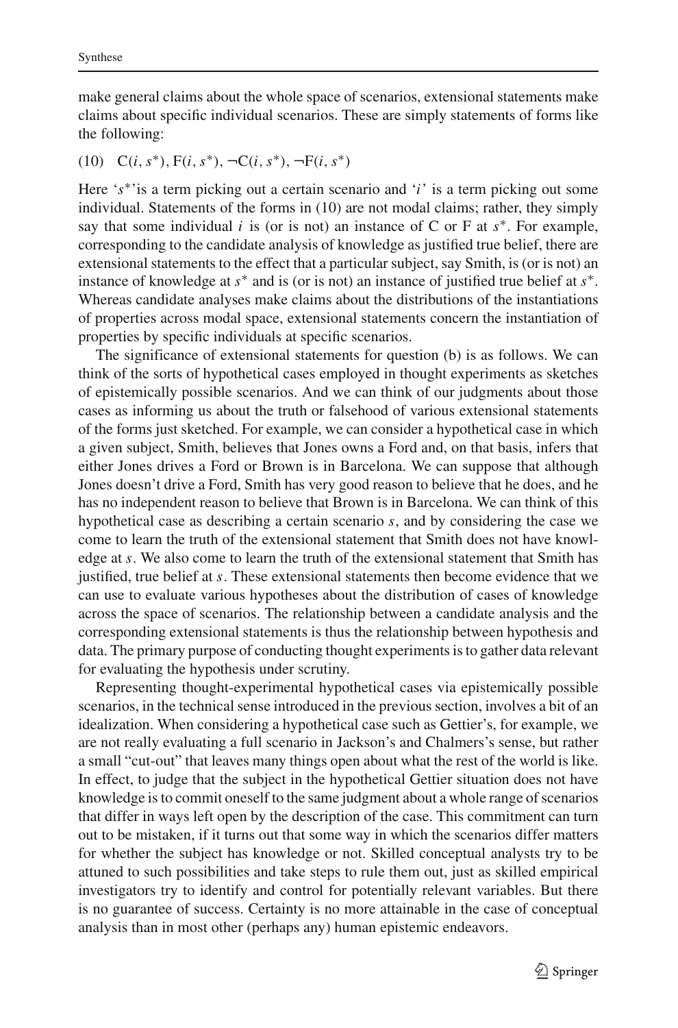make general claims about the whole space of scenarios, extensional statements make claims about specific individual scenarios. These are simply statements of forms like the following:

(10) $\mathrm{C}(i, s^*)$, $\mathrm{F}(i, s^*)$, $\neg\mathrm{C}(i, s^*)$, $\neg\mathrm{F}(i, s^*)$

Here '$s^*$'is a term picking out a certain scenario and '$i$' is a term picking out some individual. Statements of the forms in (10) are not modal claims; rather, they simply say that some individual $i$ is (or is not) an instance of C or F at $s^*$. For example, corresponding to the candidate analysis of knowledge as justified true belief, there are extensional statements to the effect that a particular subject, say Smith, is (or is not) an instance of knowledge at $s^*$ and is (or is not) an instance of justified true belief at $s^*$. Whereas candidate analyses make claims about the distributions of the instantiations of properties across modal space, extensional statements concern the instantiation of properties by specific individuals at specific scenarios.

The significance of extensional statements for question (b) is as follows. We can think of the sorts of hypothetical cases employed in thought experiments as sketches of epistemically possible scenarios. And we can think of our judgments about those cases as informing us about the truth or falsehood of various extensional statements of the forms just sketched. For example, we can consider a hypothetical case in which a given subject, Smith, believes that Jones owns a Ford and, on that basis, infers that either Jones drives a Ford or Brown is in Barcelona. We can suppose that although Jones doesn't drive a Ford, Smith has very good reason to believe that he does, and he has no independent reason to believe that Brown is in Barcelona. We can think of this hypothetical case as describing a certain scenario $s$, and by considering the case we come to learn the truth of the extensional statement that Smith does not have knowledge at $s$. We also come to learn the truth of the extensional statement that Smith has justified, true belief at $s$. These extensional statements then become evidence that we can use to evaluate various hypotheses about the distribution of cases of knowledge across the space of scenarios. The relationship between a candidate analysis and the corresponding extensional statements is thus the relationship between hypothesis and data. The primary purpose of conducting thought experiments is to gather data relevant for evaluating the hypothesis under scrutiny.

Representing thought-experimental hypothetical cases via epistemically possible scenarios, in the technical sense introduced in the previous section, involves a bit of an idealization. When considering a hypothetical case such as Gettier's, for example, we are not really evaluating a full scenario in Jackson's and Chalmers's sense, but rather a small "cut-out" that leaves many things open about what the rest of the world is like. In effect, to judge that the subject in the hypothetical Gettier situation does not have knowledge is to commit oneself to the same judgment about a whole range of scenarios that differ in ways left open by the description of the case. This commitment can turn out to be mistaken, if it turns out that some way in which the scenarios differ matters for whether the subject has knowledge or not. Skilled conceptual analysts try to be attuned to such possibilities and take steps to rule them out, just as skilled empirical investigators try to identify and control for potentially relevant variables. But there is no guarantee of success. Certainty is no more attainable in the case of conceptual analysis than in most other (perhaps any) human epistemic endeavors.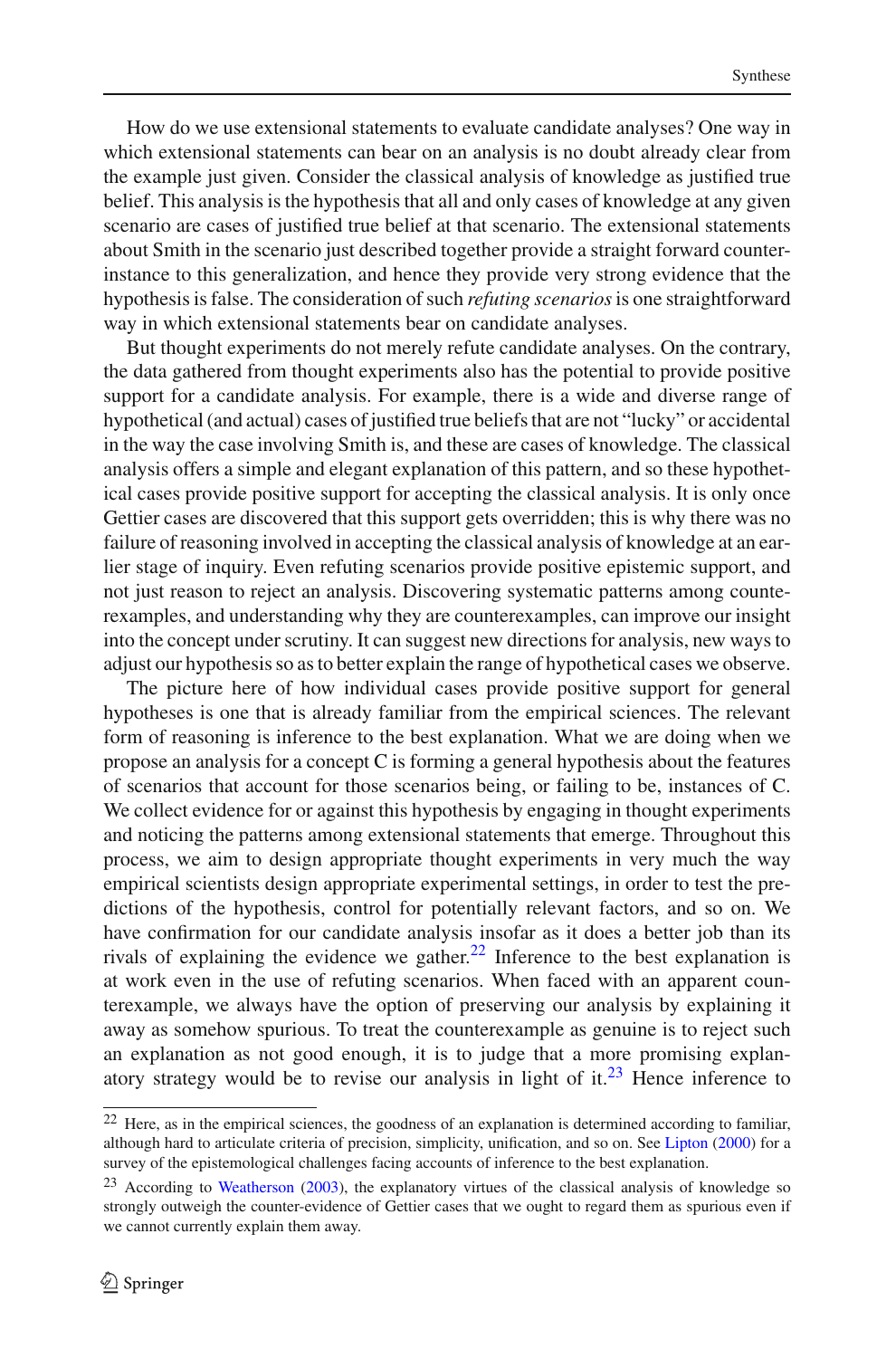How do we use extensional statements to evaluate candidate analyses? One way in which extensional statements can bear on an analysis is no doubt already clear from the example just given. Consider the classical analysis of knowledge as justified true belief. This analysis is the hypothesis that all and only cases of knowledge at any given scenario are cases of justified true belief at that scenario. The extensional statements about Smith in the scenario just described together provide a straight forward counter-instance to this generalization, and hence they provide very strong evidence that the hypothesis is false. The consideration of such *refuting scenarios* is one straightforward way in which extensional statements bear on candidate analyses.

But thought experiments do not merely refute candidate analyses. On the contrary, the data gathered from thought experiments also has the potential to provide positive support for a candidate analysis. For example, there is a wide and diverse range of hypothetical (and actual) cases of justified true beliefs that are not "lucky" or accidental in the way the case involving Smith is, and these are cases of knowledge. The classical analysis offers a simple and elegant explanation of this pattern, and so these hypothetical cases provide positive support for accepting the classical analysis. It is only once Gettier cases are discovered that this support gets overridden; this is why there was no failure of reasoning involved in accepting the classical analysis of knowledge at an earlier stage of inquiry. Even refuting scenarios provide positive epistemic support, and not just reason to reject an analysis. Discovering systematic patterns among counterexamples, and understanding why they are counterexamples, can improve our insight into the concept under scrutiny. It can suggest new directions for analysis, new ways to adjust our hypothesis so as to better explain the range of hypothetical cases we observe.

The picture here of how individual cases provide positive support for general hypotheses is one that is already familiar from the empirical sciences. The relevant form of reasoning is inference to the best explanation. What we are doing when we propose an analysis for a concept C is forming a general hypothesis about the features of scenarios that account for those scenarios being, or failing to be, instances of C. We collect evidence for or against this hypothesis by engaging in thought experiments and noticing the patterns among extensional statements that emerge. Throughout this process, we aim to design appropriate thought experiments in very much the way empirical scientists design appropriate experimental settings, in order to test the predictions of the hypothesis, control for potentially relevant factors, and so on. We have confirmation for our candidate analysis insofar as it does a better job than its rivals of explaining the evidence we gather.[22] Inference to the best explanation is at work even in the use of refuting scenarios. When faced with an apparent counterexample, we always have the option of preserving our analysis by explaining it away as somehow spurious. To treat the counterexample as genuine is to reject such an explanation as not good enough, it is to judge that a more promising explanatory strategy would be to revise our analysis in light of it.[23] Hence inference to

---

[22] Here, as in the empirical sciences, the goodness of an explanation is determined according to familiar, although hard to articulate criteria of precision, simplicity, unification, and so on. See Lipton (2000) for a survey of the epistemological challenges facing accounts of inference to the best explanation.

[23] According to Weatherson (2003), the explanatory virtues of the classical analysis of knowledge so strongly outweigh the counter-evidence of Gettier cases that we ought to regard them as spurious even if we cannot currently explain them away.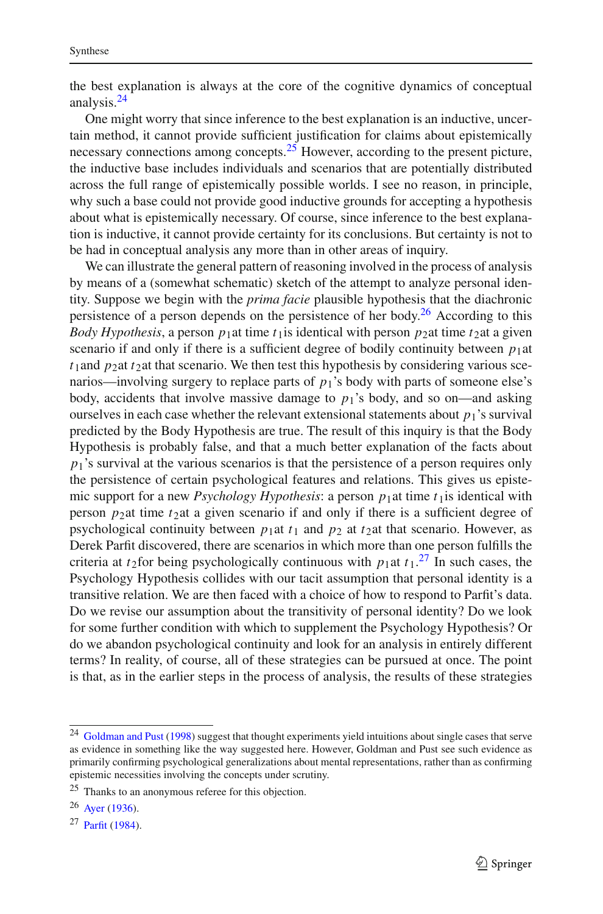the best explanation is always at the core of the cognitive dynamics of conceptual analysis.[24]

One might worry that since inference to the best explanation is an inductive, uncertain method, it cannot provide sufficient justification for claims about epistemically necessary connections among concepts.[25] However, according to the present picture, the inductive base includes individuals and scenarios that are potentially distributed across the full range of epistemically possible worlds. I see no reason, in principle, why such a base could not provide good inductive grounds for accepting a hypothesis about what is epistemically necessary. Of course, since inference to the best explanation is inductive, it cannot provide certainty for its conclusions. But certainty is not to be had in conceptual analysis any more than in other areas of inquiry.

We can illustrate the general pattern of reasoning involved in the process of analysis by means of a (somewhat schematic) sketch of the attempt to analyze personal identity. Suppose we begin with the *prima facie* plausible hypothesis that the diachronic persistence of a person depends on the persistence of her body.[26] According to this *Body Hypothesis*, a person $p_1$ at time $t_1$ is identical with person $p_2$ at time $t_2$ at a given scenario if and only if there is a sufficient degree of bodily continuity between $p_1$ at $t_1$ and $p_2$ at $t_2$ at that scenario. We then test this hypothesis by considering various scenarios—involving surgery to replace parts of $p_1$'s body with parts of someone else's body, accidents that involve massive damage to $p_1$'s body, and so on—and asking ourselves in each case whether the relevant extensional statements about $p_1$'s survival predicted by the Body Hypothesis are true. The result of this inquiry is that the Body Hypothesis is probably false, and that a much better explanation of the facts about $p_1$'s survival at the various scenarios is that the persistence of a person requires only the persistence of certain psychological features and relations. This gives us epistemic support for a new *Psychology Hypothesis*: a person $p_1$ at time $t_1$ is identical with person $p_2$ at time $t_2$ at a given scenario if and only if there is a sufficient degree of psychological continuity between $p_1$ at $t_1$ and $p_2$ at $t_2$ at that scenario. However, as Derek Parfit discovered, there are scenarios in which more than one person fulfills the criteria at $t_2$ for being psychologically continuous with $p_1$ at $t_1$.[27] In such cases, the Psychology Hypothesis collides with our tacit assumption that personal identity is a transitive relation. We are then faced with a choice of how to respond to Parfit's data. Do we revise our assumption about the transitivity of personal identity? Do we look for some further condition with which to supplement the Psychology Hypothesis? Or do we abandon psychological continuity and look for an analysis in entirely different terms? In reality, of course, all of these strategies can be pursued at once. The point is that, as in the earlier steps in the process of analysis, the results of these strategies

---

[24] Goldman and Pust (1998) suggest that thought experiments yield intuitions about single cases that serve as evidence in something like the way suggested here. However, Goldman and Pust see such evidence as primarily confirming psychological generalizations about mental representations, rather than as confirming epistemic necessities involving the concepts under scrutiny.

[25] Thanks to an anonymous referee for this objection.

[26] Ayer (1936).

[27] Parfit (1984).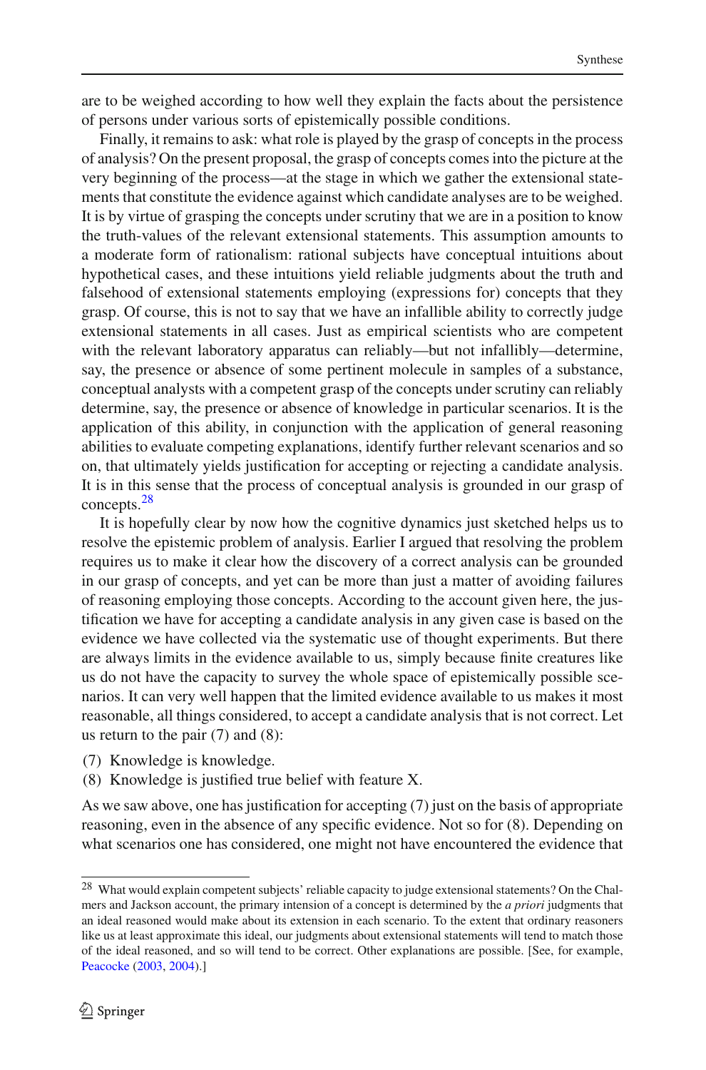are to be weighed according to how well they explain the facts about the persistence of persons under various sorts of epistemically possible conditions.

Finally, it remains to ask: what role is played by the grasp of concepts in the process of analysis? On the present proposal, the grasp of concepts comes into the picture at the very beginning of the process—at the stage in which we gather the extensional statements that constitute the evidence against which candidate analyses are to be weighed. It is by virtue of grasping the concepts under scrutiny that we are in a position to know the truth-values of the relevant extensional statements. This assumption amounts to a moderate form of rationalism: rational subjects have conceptual intuitions about hypothetical cases, and these intuitions yield reliable judgments about the truth and falsehood of extensional statements employing (expressions for) concepts that they grasp. Of course, this is not to say that we have an infallible ability to correctly judge extensional statements in all cases. Just as empirical scientists who are competent with the relevant laboratory apparatus can reliably—but not infallibly—determine, say, the presence or absence of some pertinent molecule in samples of a substance, conceptual analysts with a competent grasp of the concepts under scrutiny can reliably determine, say, the presence or absence of knowledge in particular scenarios. It is the application of this ability, in conjunction with the application of general reasoning abilities to evaluate competing explanations, identify further relevant scenarios and so on, that ultimately yields justification for accepting or rejecting a candidate analysis. It is in this sense that the process of conceptual analysis is grounded in our grasp of concepts.[28]

It is hopefully clear by now how the cognitive dynamics just sketched helps us to resolve the epistemic problem of analysis. Earlier I argued that resolving the problem requires us to make it clear how the discovery of a correct analysis can be grounded in our grasp of concepts, and yet can be more than just a matter of avoiding failures of reasoning employing those concepts. According to the account given here, the justification we have for accepting a candidate analysis in any given case is based on the evidence we have collected via the systematic use of thought experiments. But there are always limits in the evidence available to us, simply because finite creatures like us do not have the capacity to survey the whole space of epistemically possible scenarios. It can very well happen that the limited evidence available to us makes it most reasonable, all things considered, to accept a candidate analysis that is not correct. Let us return to the pair (7) and (8):

(7) Knowledge is knowledge.
(8) Knowledge is justified true belief with feature X.

As we saw above, one has justification for accepting (7) just on the basis of appropriate reasoning, even in the absence of any specific evidence. Not so for (8). Depending on what scenarios one has considered, one might not have encountered the evidence that

[28] What would explain competent subjects' reliable capacity to judge extensional statements? On the Chalmers and Jackson account, the primary intension of a concept is determined by the *a priori* judgments that an ideal reasoned would make about its extension in each scenario. To the extent that ordinary reasoners like us at least approximate this ideal, our judgments about extensional statements will tend to match those of the ideal reasoned, and so will tend to be correct. Other explanations are possible. [See, for example, Peacocke (2003, 2004).]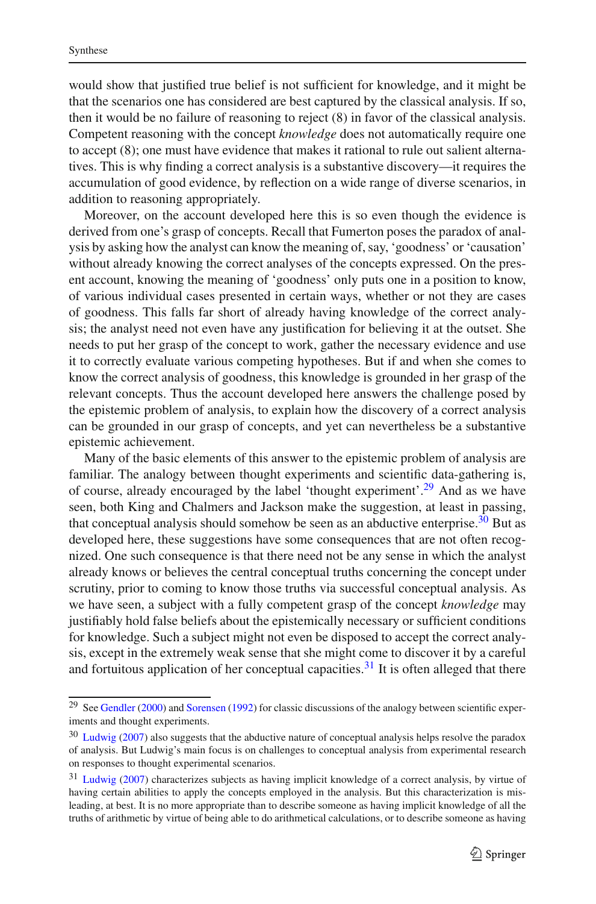would show that justified true belief is not sufficient for knowledge, and it might be that the scenarios one has considered are best captured by the classical analysis. If so, then it would be no failure of reasoning to reject (8) in favor of the classical analysis. Competent reasoning with the concept *knowledge* does not automatically require one to accept (8); one must have evidence that makes it rational to rule out salient alternatives. This is why finding a correct analysis is a substantive discovery—it requires the accumulation of good evidence, by reflection on a wide range of diverse scenarios, in addition to reasoning appropriately.

Moreover, on the account developed here this is so even though the evidence is derived from one's grasp of concepts. Recall that Fumerton poses the paradox of analysis by asking how the analyst can know the meaning of, say, 'goodness' or 'causation' without already knowing the correct analyses of the concepts expressed. On the present account, knowing the meaning of 'goodness' only puts one in a position to know, of various individual cases presented in certain ways, whether or not they are cases of goodness. This falls far short of already having knowledge of the correct analysis; the analyst need not even have any justification for believing it at the outset. She needs to put her grasp of the concept to work, gather the necessary evidence and use it to correctly evaluate various competing hypotheses. But if and when she comes to know the correct analysis of goodness, this knowledge is grounded in her grasp of the relevant concepts. Thus the account developed here answers the challenge posed by the epistemic problem of analysis, to explain how the discovery of a correct analysis can be grounded in our grasp of concepts, and yet can nevertheless be a substantive epistemic achievement.

Many of the basic elements of this answer to the epistemic problem of analysis are familiar. The analogy between thought experiments and scientific data-gathering is, of course, already encouraged by the label 'thought experiment'.[29] And as we have seen, both King and Chalmers and Jackson make the suggestion, at least in passing, that conceptual analysis should somehow be seen as an abductive enterprise.[30] But as developed here, these suggestions have some consequences that are not often recognized. One such consequence is that there need not be any sense in which the analyst already knows or believes the central conceptual truths concerning the concept under scrutiny, prior to coming to know those truths via successful conceptual analysis. As we have seen, a subject with a fully competent grasp of the concept *knowledge* may justifiably hold false beliefs about the epistemically necessary or sufficient conditions for knowledge. Such a subject might not even be disposed to accept the correct analysis, except in the extremely weak sense that she might come to discover it by a careful and fortuitous application of her conceptual capacities.[31] It is often alleged that there

[29] See Gendler (2000) and Sorensen (1992) for classic discussions of the analogy between scientific experiments and thought experiments.

[30] Ludwig (2007) also suggests that the abductive nature of conceptual analysis helps resolve the paradox of analysis. But Ludwig's main focus is on challenges to conceptual analysis from experimental research on responses to thought experimental scenarios.

[31] Ludwig (2007) characterizes subjects as having implicit knowledge of a correct analysis, by virtue of having certain abilities to apply the concepts employed in the analysis. But this characterization is misleading, at best. It is no more appropriate than to describe someone as having implicit knowledge of all the truths of arithmetic by virtue of being able to do arithmetical calculations, or to describe someone as having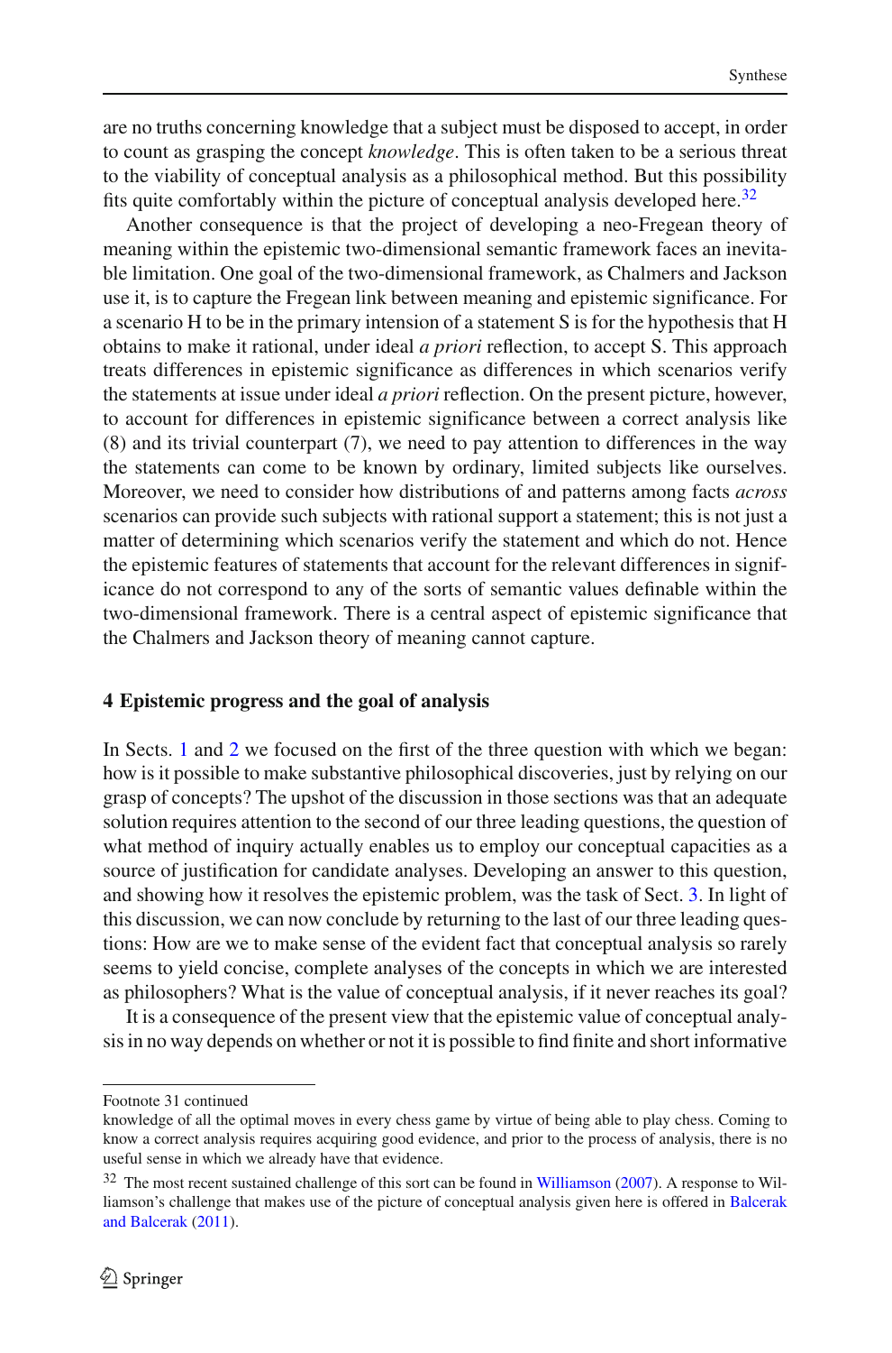are no truths concerning knowledge that a subject must be disposed to accept, in order to count as grasping the concept *knowledge*. This is often taken to be a serious threat to the viability of conceptual analysis as a philosophical method. But this possibility fits quite comfortably within the picture of conceptual analysis developed here.[32]

Another consequence is that the project of developing a neo-Fregean theory of meaning within the epistemic two-dimensional semantic framework faces an inevitable limitation. One goal of the two-dimensional framework, as Chalmers and Jackson use it, is to capture the Fregean link between meaning and epistemic significance. For a scenario H to be in the primary intension of a statement S is for the hypothesis that H obtains to make it rational, under ideal *a priori* reflection, to accept S. This approach treats differences in epistemic significance as differences in which scenarios verify the statements at issue under ideal *a priori* reflection. On the present picture, however, to account for differences in epistemic significance between a correct analysis like (8) and its trivial counterpart (7), we need to pay attention to differences in the way the statements can come to be known by ordinary, limited subjects like ourselves. Moreover, we need to consider how distributions of and patterns among facts *across* scenarios can provide such subjects with rational support a statement; this is not just a matter of determining which scenarios verify the statement and which do not. Hence the epistemic features of statements that account for the relevant differences in significance do not correspond to any of the sorts of semantic values definable within the two-dimensional framework. There is a central aspect of epistemic significance that the Chalmers and Jackson theory of meaning cannot capture.

## 4 Epistemic progress and the goal of analysis

In Sects. 1 and 2 we focused on the first of the three question with which we began: how is it possible to make substantive philosophical discoveries, just by relying on our grasp of concepts? The upshot of the discussion in those sections was that an adequate solution requires attention to the second of our three leading questions, the question of what method of inquiry actually enables us to employ our conceptual capacities as a source of justification for candidate analyses. Developing an answer to this question, and showing how it resolves the epistemic problem, was the task of Sect. 3. In light of this discussion, we can now conclude by returning to the last of our three leading questions: How are we to make sense of the evident fact that conceptual analysis so rarely seems to yield concise, complete analyses of the concepts in which we are interested as philosophers? What is the value of conceptual analysis, if it never reaches its goal?

It is a consequence of the present view that the epistemic value of conceptual analysis in no way depends on whether or not it is possible to find finite and short informative

---

Footnote 31 continued
knowledge of all the optimal moves in every chess game by virtue of being able to play chess. Coming to know a correct analysis requires acquiring good evidence, and prior to the process of analysis, there is no useful sense in which we already have that evidence.

[32] The most recent sustained challenge of this sort can be found in Williamson (2007). A response to Williamson's challenge that makes use of the picture of conceptual analysis given here is offered in Balcerak and Balcerak (2011).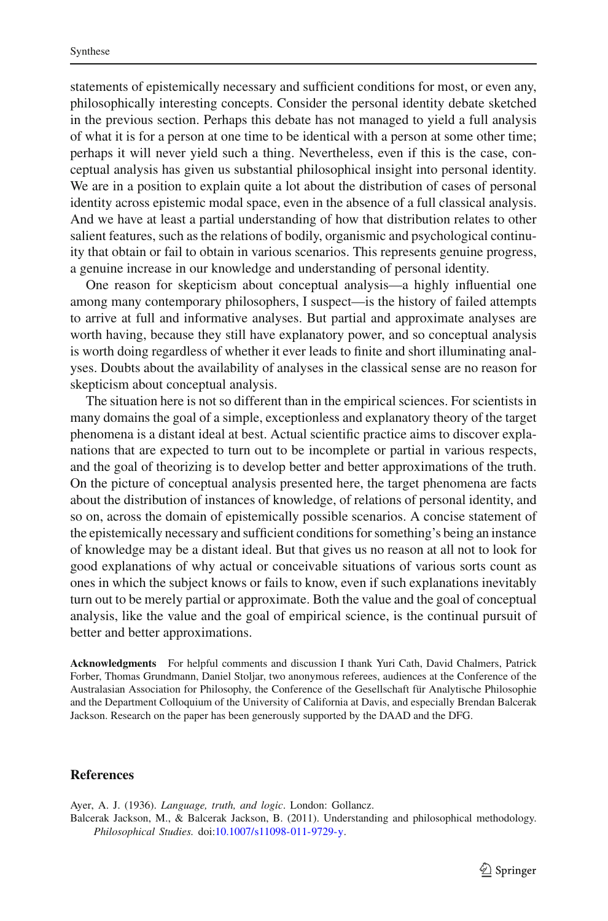statements of epistemically necessary and sufficient conditions for most, or even any, philosophically interesting concepts. Consider the personal identity debate sketched in the previous section. Perhaps this debate has not managed to yield a full analysis of what it is for a person at one time to be identical with a person at some other time; perhaps it will never yield such a thing. Nevertheless, even if this is the case, conceptual analysis has given us substantial philosophical insight into personal identity. We are in a position to explain quite a lot about the distribution of cases of personal identity across epistemic modal space, even in the absence of a full classical analysis. And we have at least a partial understanding of how that distribution relates to other salient features, such as the relations of bodily, organismic and psychological continuity that obtain or fail to obtain in various scenarios. This represents genuine progress, a genuine increase in our knowledge and understanding of personal identity.

One reason for skepticism about conceptual analysis—a highly influential one among many contemporary philosophers, I suspect—is the history of failed attempts to arrive at full and informative analyses. But partial and approximate analyses are worth having, because they still have explanatory power, and so conceptual analysis is worth doing regardless of whether it ever leads to finite and short illuminating analyses. Doubts about the availability of analyses in the classical sense are no reason for skepticism about conceptual analysis.

The situation here is not so different than in the empirical sciences. For scientists in many domains the goal of a simple, exceptionless and explanatory theory of the target phenomena is a distant ideal at best. Actual scientific practice aims to discover explanations that are expected to turn out to be incomplete or partial in various respects, and the goal of theorizing is to develop better and better approximations of the truth. On the picture of conceptual analysis presented here, the target phenomena are facts about the distribution of instances of knowledge, of relations of personal identity, and so on, across the domain of epistemically possible scenarios. A concise statement of the epistemically necessary and sufficient conditions for something's being an instance of knowledge may be a distant ideal. But that gives us no reason at all not to look for good explanations of why actual or conceivable situations of various sorts count as ones in which the subject knows or fails to know, even if such explanations inevitably turn out to be merely partial or approximate. Both the value and the goal of conceptual analysis, like the value and the goal of empirical science, is the continual pursuit of better and better approximations.

**Acknowledgments** For helpful comments and discussion I thank Yuri Cath, David Chalmers, Patrick Forber, Thomas Grundmann, Daniel Stoljar, two anonymous referees, audiences at the Conference of the Australasian Association for Philosophy, the Conference of the Gesellschaft für Analytische Philosophie and the Department Colloquium of the University of California at Davis, and especially Brendan Balcerak Jackson. Research on the paper has been generously supported by the DAAD and the DFG.

## References

Ayer, A. J. (1936). *Language, truth, and logic*. London: Gollancz.

Balcerak Jackson, M., & Balcerak Jackson, B. (2011). Understanding and philosophical methodology. *Philosophical Studies.* doi:10.1007/s11098-011-9729-y.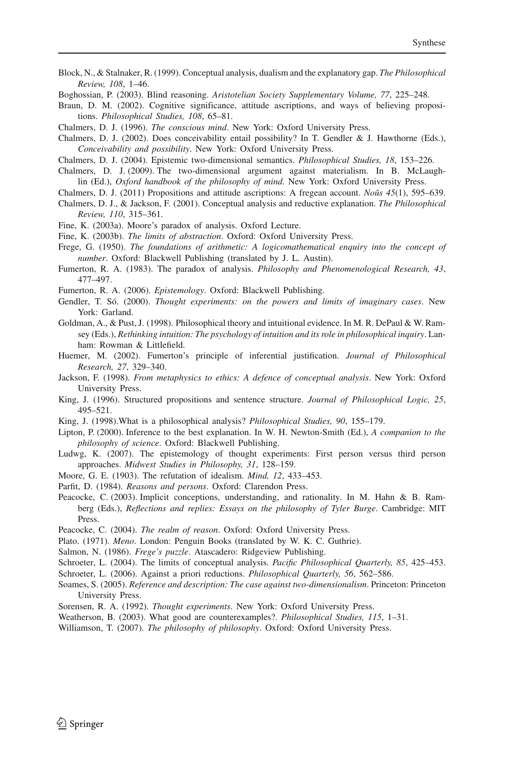Block, N., & Stalnaker, R. (1999). Conceptual analysis, dualism and the explanatory gap. *The Philosophical Review, 108*, 1–46.

Boghossian, P. (2003). Blind reasoning. *Aristotelian Society Supplementary Volume, 77*, 225–248.

Braun, D. M. (2002). Cognitive significance, attitude ascriptions, and ways of believing propositions. *Philosophical Studies, 108*, 65–81.

Chalmers, D. J. (1996). *The conscious mind*. New York: Oxford University Press.

Chalmers, D. J. (2002). Does conceivability entail possibility? In T. Gendler & J. Hawthorne (Eds.), *Conceivability and possibility*. New York: Oxford University Press.

Chalmers, D. J. (2004). Epistemic two-dimensional semantics. *Philosophical Studies, 18*, 153–226.

Chalmers, D. J. (2009). The two-dimensional argument against materialism. In B. McLaughlin (Ed.), *Oxford handbook of the philosophy of mind*. New York: Oxford University Press.

Chalmers, D. J. (2011) Propositions and attitude ascriptions: A fregean account. *Noûs 45*(1), 595–639.

Chalmers, D. J., & Jackson, F. (2001). Conceptual analysis and reductive explanation. *The Philosophical Review, 110*, 315–361.

Fine, K. (2003a). Moore's paradox of analysis. Oxford Lecture.

Fine, K. (2003b). *The limits of abstraction*. Oxford: Oxford University Press.

Frege, G. (1950). *The foundations of arithmetic: A logicomathematical enquiry into the concept of number*. Oxford: Blackwell Publishing (translated by J. L. Austin).

Fumerton, R. A. (1983). The paradox of analysis. *Philosophy and Phenomenological Research, 43*, 477–497.

Fumerton, R. A. (2006). *Epistemology*. Oxford: Blackwell Publishing.

Gendler, T. Só. (2000). *Thought experiments: on the powers and limits of imaginary cases*. New York: Garland.

Goldman, A., & Pust, J. (1998). Philosophical theory and intuitional evidence. In M. R. DePaul & W. Ramsey (Eds.), *Rethinking intuition: The psychology of intuition and its role in philosophical inquiry*. Lanham: Rowman & Littlefield.

Huemer, M. (2002). Fumerton's principle of inferential justification. *Journal of Philosophical Research, 27*, 329–340.

Jackson, F. (1998). *From metaphysics to ethics: A defence of conceptual analysis*. New York: Oxford University Press.

King, J. (1996). Structured propositions and sentence structure. *Journal of Philosophical Logic, 25*, 495–521.

King, J. (1998).What is a philosophical analysis? *Philosophical Studies, 90*, 155–179.

Lipton, P. (2000). Inference to the best explanation. In W. H. Newton-Smith (Ed.), *A companion to the philosophy of science*. Oxford: Blackwell Publishing.

Ludwg, K. (2007). The epistemology of thought experiments: First person versus third person approaches. *Midwest Studies in Philosophy, 31*, 128–159.

Moore, G. E. (1903). The refutation of idealism. *Mind, 12*, 433–453.

Parfit, D. (1984). *Reasons and persons*. Oxford: Clarendon Press.

Peacocke, C. (2003). Implicit conceptions, understanding, and rationality. In M. Hahn & B. Ramberg (Eds.), *Reflections and replies: Essays on the philosophy of Tyler Burge*. Cambridge: MIT Press.

Peacocke, C. (2004). *The realm of reason*. Oxford: Oxford University Press.

Plato. (1971). *Meno*. London: Penguin Books (translated by W. K. C. Guthrie).

Salmon, N. (1986). *Frege's puzzle*. Atascadero: Ridgeview Publishing.

Schroeter, L. (2004). The limits of conceptual analysis. *Pacific Philosophical Quarterly, 85*, 425–453.

Schroeter, L. (2006). Against a priori reductions. *Philosophical Quarterly, 56*, 562–586.

Soames, S. (2005). *Reference and description: The case against two-dimensionalism*. Princeton: Princeton University Press.

Sorensen, R. A. (1992). *Thought experiments*. New York: Oxford University Press.

Weatherson, B. (2003). What good are counterexamples?. *Philosophical Studies, 115*, 1–31.

Williamson, T. (2007). *The philosophy of philosophy*. Oxford: Oxford University Press.